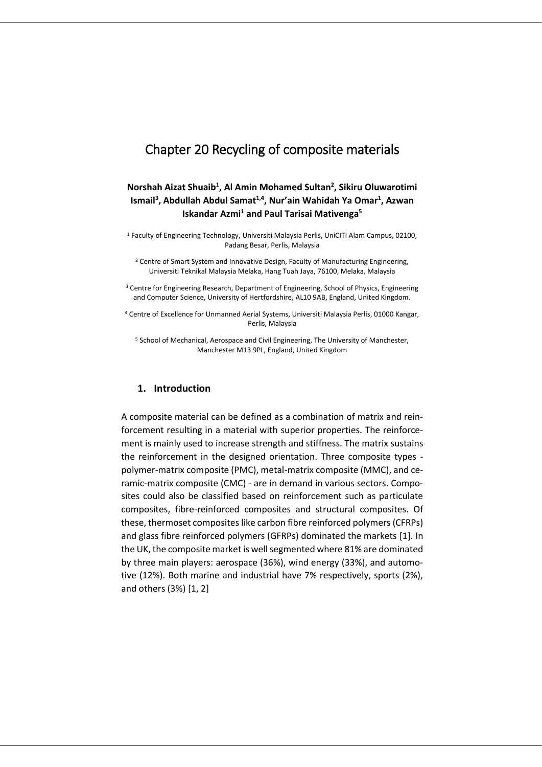# Chapter 20 Recycling of composite materials

**Norshah Aizat Shuaib[1], Al Amin Mohamed Sultan[2], Sikiru Oluwarotimi Ismail[3], Abdullah Abdul Samat[1,4], Nur'ain Wahidah Ya Omar[1], Azwan Iskandar Azmi[1] and Paul Tarisai Mativenga[5]**

[1] Faculty of Engineering Technology, Universiti Malaysia Perlis, UniCITI Alam Campus, 02100, Padang Besar, Perlis, Malaysia

[2] Centre of Smart System and Innovative Design, Faculty of Manufacturing Engineering, Universiti Teknikal Malaysia Melaka, Hang Tuah Jaya, 76100, Melaka, Malaysia

[3] Centre for Engineering Research, Department of Engineering, School of Physics, Engineering and Computer Science, University of Hertfordshire, AL10 9AB, England, United Kingdom.

[4] Centre of Excellence for Unmanned Aerial Systems, Universiti Malaysia Perlis, 01000 Kangar, Perlis, Malaysia

[5] School of Mechanical, Aerospace and Civil Engineering, The University of Manchester, Manchester M13 9PL, England, United Kingdom

## 1. Introduction

A composite material can be defined as a combination of matrix and reinforcement resulting in a material with superior properties. The reinforcement is mainly used to increase strength and stiffness. The matrix sustains the reinforcement in the designed orientation. Three composite types - polymer-matrix composite (PMC), metal-matrix composite (MMC), and ceramic-matrix composite (CMC) - are in demand in various sectors. Composites could also be classified based on reinforcement such as particulate composites, fibre-reinforced composites and structural composites. Of these, thermoset composites like carbon fibre reinforced polymers (CFRPs) and glass fibre reinforced polymers (GFRPs) dominated the markets [1]. In the UK, the composite market is well segmented where 81% are dominated by three main players: aerospace (36%), wind energy (33%), and automotive (12%). Both marine and industrial have 7% respectively, sports (2%), and others (3%) [1, 2]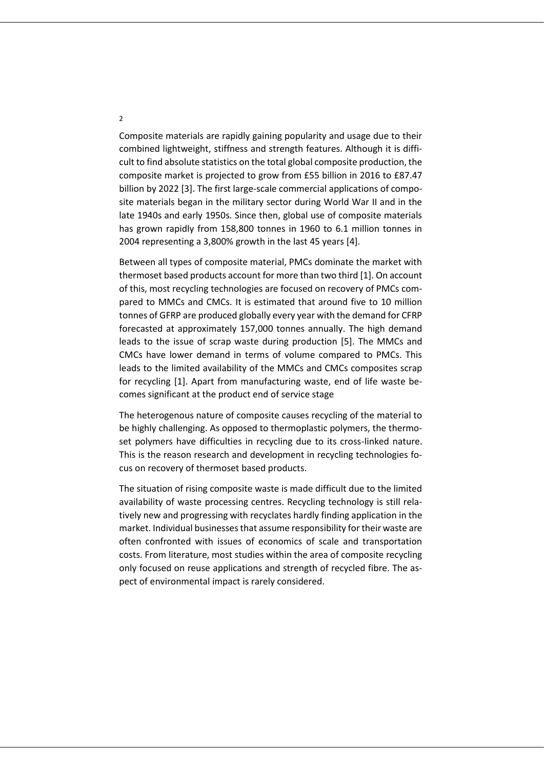Composite materials are rapidly gaining popularity and usage due to their combined lightweight, stiffness and strength features. Although it is difficult to find absolute statistics on the total global composite production, the composite market is projected to grow from £55 billion in 2016 to £87.47 billion by 2022 [3]. The first large-scale commercial applications of composite materials began in the military sector during World War II and in the late 1940s and early 1950s. Since then, global use of composite materials has grown rapidly from 158,800 tonnes in 1960 to 6.1 million tonnes in 2004 representing a 3,800% growth in the last 45 years [4].

Between all types of composite material, PMCs dominate the market with thermoset based products account for more than two third [1]. On account of this, most recycling technologies are focused on recovery of PMCs compared to MMCs and CMCs. It is estimated that around five to 10 million tonnes of GFRP are produced globally every year with the demand for CFRP forecasted at approximately 157,000 tonnes annually. The high demand leads to the issue of scrap waste during production [5]. The MMCs and CMCs have lower demand in terms of volume compared to PMCs. This leads to the limited availability of the MMCs and CMCs composites scrap for recycling [1]. Apart from manufacturing waste, end of life waste becomes significant at the product end of service stage

The heterogenous nature of composite causes recycling of the material to be highly challenging. As opposed to thermoplastic polymers, the thermoset polymers have difficulties in recycling due to its cross-linked nature. This is the reason research and development in recycling technologies focus on recovery of thermoset based products.

The situation of rising composite waste is made difficult due to the limited availability of waste processing centres. Recycling technology is still relatively new and progressing with recyclates hardly finding application in the market. Individual businesses that assume responsibility for their waste are often confronted with issues of economics of scale and transportation costs. From literature, most studies within the area of composite recycling only focused on reuse applications and strength of recycled fibre. The aspect of environmental impact is rarely considered.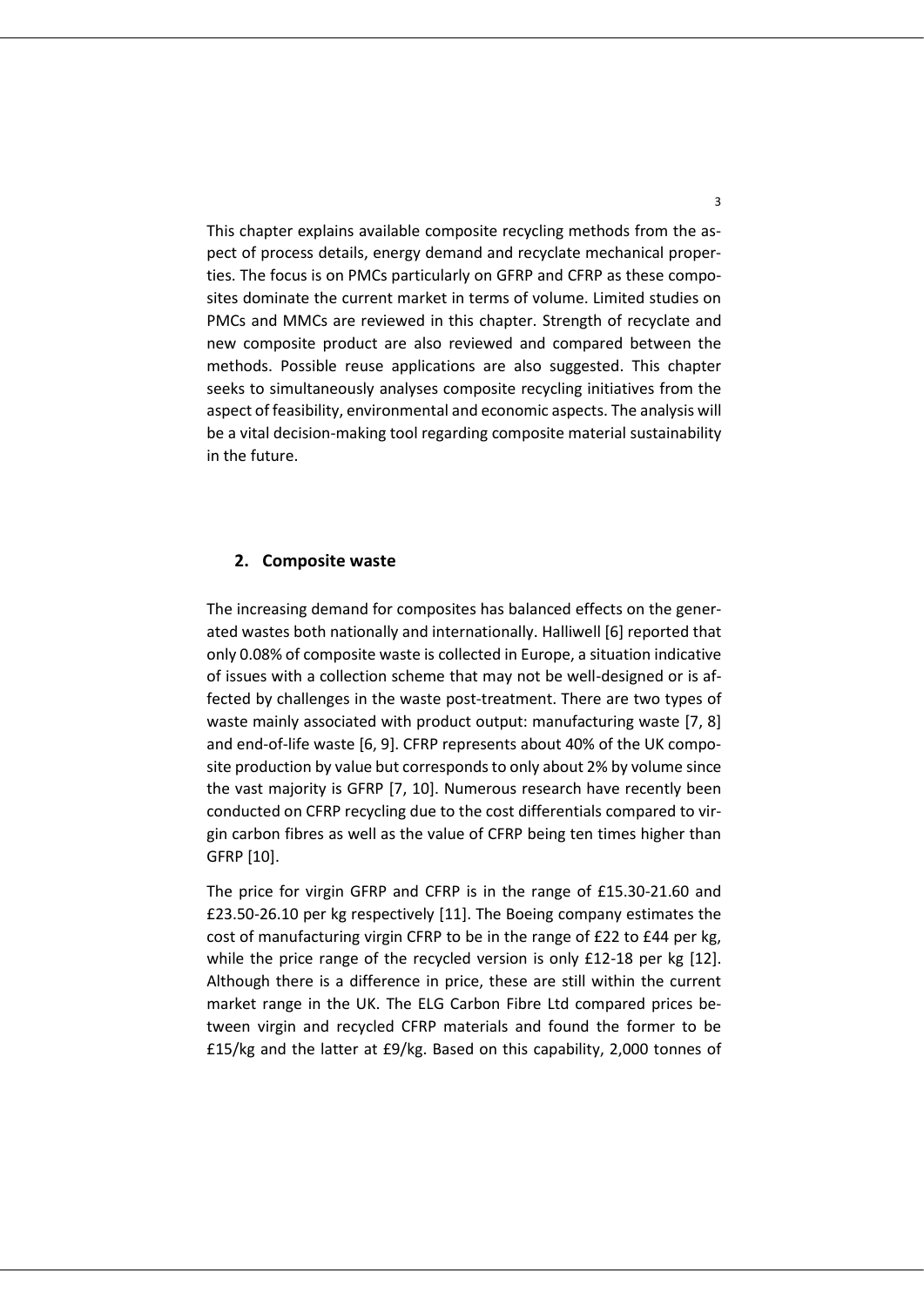This chapter explains available composite recycling methods from the aspect of process details, energy demand and recyclate mechanical properties. The focus is on PMCs particularly on GFRP and CFRP as these composites dominate the current market in terms of volume. Limited studies on PMCs and MMCs are reviewed in this chapter. Strength of recyclate and new composite product are also reviewed and compared between the methods. Possible reuse applications are also suggested. This chapter seeks to simultaneously analyses composite recycling initiatives from the aspect of feasibility, environmental and economic aspects. The analysis will be a vital decision-making tool regarding composite material sustainability in the future.

## 2. Composite waste

The increasing demand for composites has balanced effects on the generated wastes both nationally and internationally. Halliwell [6] reported that only 0.08% of composite waste is collected in Europe, a situation indicative of issues with a collection scheme that may not be well-designed or is affected by challenges in the waste post-treatment. There are two types of waste mainly associated with product output: manufacturing waste [7, 8] and end-of-life waste [6, 9]. CFRP represents about 40% of the UK composite production by value but corresponds to only about 2% by volume since the vast majority is GFRP [7, 10]. Numerous research have recently been conducted on CFRP recycling due to the cost differentials compared to virgin carbon fibres as well as the value of CFRP being ten times higher than GFRP [10].

The price for virgin GFRP and CFRP is in the range of £15.30-21.60 and £23.50-26.10 per kg respectively [11]. The Boeing company estimates the cost of manufacturing virgin CFRP to be in the range of £22 to £44 per kg, while the price range of the recycled version is only £12-18 per kg [12]. Although there is a difference in price, these are still within the current market range in the UK. The ELG Carbon Fibre Ltd compared prices between virgin and recycled CFRP materials and found the former to be £15/kg and the latter at £9/kg. Based on this capability, 2,000 tonnes of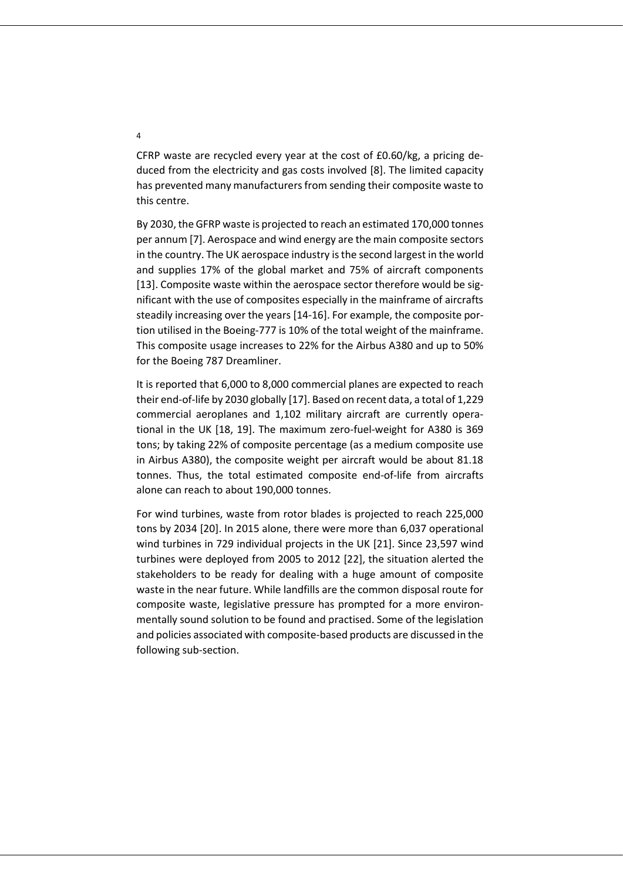CRFP waste are recycled every year at the cost of £0.60/kg, a pricing deduced from the electricity and gas costs involved [8]. The limited capacity has prevented many manufacturers from sending their composite waste to this centre.

By 2030, the GFRP waste is projected to reach an estimated 170,000 tonnes per annum [7]. Aerospace and wind energy are the main composite sectors in the country. The UK aerospace industry is the second largest in the world and supplies 17% of the global market and 75% of aircraft components [13]. Composite waste within the aerospace sector therefore would be significant with the use of composites especially in the mainframe of aircrafts steadily increasing over the years [14-16]. For example, the composite portion utilised in the Boeing-777 is 10% of the total weight of the mainframe. This composite usage increases to 22% for the Airbus A380 and up to 50% for the Boeing 787 Dreamliner.

It is reported that 6,000 to 8,000 commercial planes are expected to reach their end-of-life by 2030 globally [17]. Based on recent data, a total of 1,229 commercial aeroplanes and 1,102 military aircraft are currently operational in the UK [18, 19]. The maximum zero-fuel-weight for A380 is 369 tons; by taking 22% of composite percentage (as a medium composite use in Airbus A380), the composite weight per aircraft would be about 81.18 tonnes. Thus, the total estimated composite end-of-life from aircrafts alone can reach to about 190,000 tonnes.

For wind turbines, waste from rotor blades is projected to reach 225,000 tons by 2034 [20]. In 2015 alone, there were more than 6,037 operational wind turbines in 729 individual projects in the UK [21]. Since 23,597 wind turbines were deployed from 2005 to 2012 [22], the situation alerted the stakeholders to be ready for dealing with a huge amount of composite waste in the near future. While landfills are the common disposal route for composite waste, legislative pressure has prompted for a more environmentally sound solution to be found and practised. Some of the legislation and policies associated with composite-based products are discussed in the following sub-section.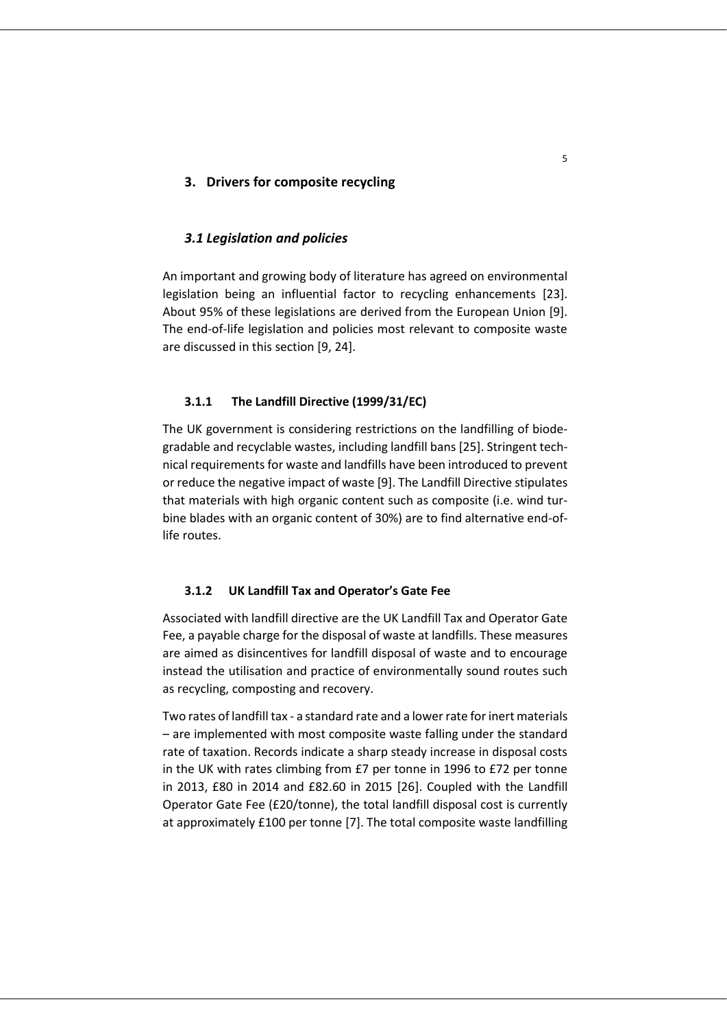## 3. Drivers for composite recycling

### *3.1 Legislation and policies*

An important and growing body of literature has agreed on environmental legislation being an influential factor to recycling enhancements [23]. About 95% of these legislations are derived from the European Union [9]. The end-of-life legislation and policies most relevant to composite waste are discussed in this section [9, 24].

#### 3.1.1 The Landfill Directive (1999/31/EC)

The UK government is considering restrictions on the landfilling of biodegradable and recyclable wastes, including landfill bans [25]. Stringent technical requirements for waste and landfills have been introduced to prevent or reduce the negative impact of waste [9]. The Landfill Directive stipulates that materials with high organic content such as composite (i.e. wind turbine blades with an organic content of 30%) are to find alternative end-of-life routes.

#### 3.1.2 UK Landfill Tax and Operator's Gate Fee

Associated with landfill directive are the UK Landfill Tax and Operator Gate Fee, a payable charge for the disposal of waste at landfills. These measures are aimed as disincentives for landfill disposal of waste and to encourage instead the utilisation and practice of environmentally sound routes such as recycling, composting and recovery.

Two rates of landfill tax - a standard rate and a lower rate for inert materials – are implemented with most composite waste falling under the standard rate of taxation. Records indicate a sharp steady increase in disposal costs in the UK with rates climbing from £7 per tonne in 1996 to £72 per tonne in 2013, £80 in 2014 and £82.60 in 2015 [26]. Coupled with the Landfill Operator Gate Fee (£20/tonne), the total landfill disposal cost is currently at approximately £100 per tonne [7]. The total composite waste landfilling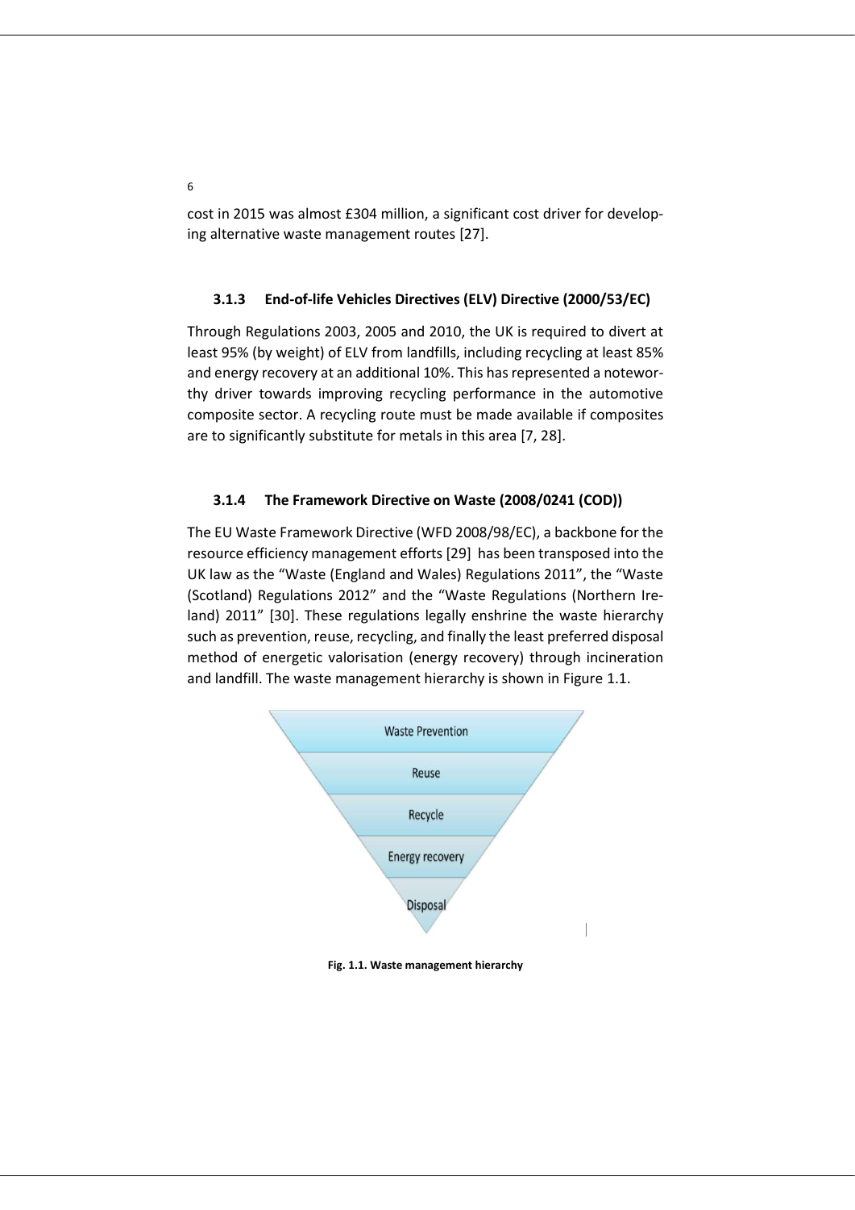cost in 2015 was almost £304 million, a significant cost driver for developing alternative waste management routes [27].

### 3.1.3 End-of-life Vehicles Directives (ELV) Directive (2000/53/EC)

Through Regulations 2003, 2005 and 2010, the UK is required to divert at least 95% (by weight) of ELV from landfills, including recycling at least 85% and energy recovery at an additional 10%. This has represented a noteworthy driver towards improving recycling performance in the automotive composite sector. A recycling route must be made available if composites are to significantly substitute for metals in this area [7, 28].

### 3.1.4 The Framework Directive on Waste (2008/0241 (COD))

The EU Waste Framework Directive (WFD 2008/98/EC), a backbone for the resource efficiency management efforts [29] has been transposed into the UK law as the "Waste (England and Wales) Regulations 2011", the "Waste (Scotland) Regulations 2012" and the "Waste Regulations (Northern Ireland) 2011" [30]. These regulations legally enshrine the waste hierarchy such as prevention, reuse, recycling, and finally the least preferred disposal method of energetic valorisation (energy recovery) through incineration and landfill. The waste management hierarchy is shown in Figure 1.1.

Waste Prevention

Reuse

Recycle

Energy recovery

Disposal

**Fig. 1.1. Waste management hierarchy**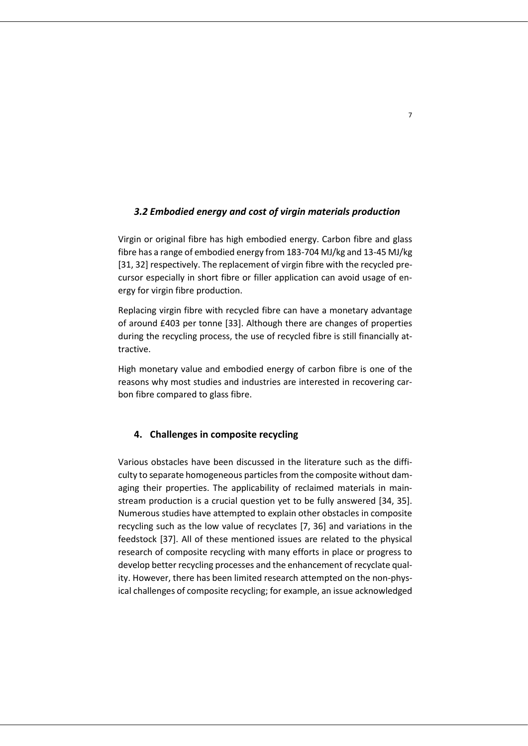### *3.2 Embodied energy and cost of virgin materials production*

Virgin or original fibre has high embodied energy. Carbon fibre and glass fibre has a range of embodied energy from 183-704 MJ/kg and 13-45 MJ/kg [31, 32] respectively. The replacement of virgin fibre with the recycled precursor especially in short fibre or filler application can avoid usage of energy for virgin fibre production.

Replacing virgin fibre with recycled fibre can have a monetary advantage of around £403 per tonne [33]. Although there are changes of properties during the recycling process, the use of recycled fibre is still financially attractive.

High monetary value and embodied energy of carbon fibre is one of the reasons why most studies and industries are interested in recovering carbon fibre compared to glass fibre.

## 4. Challenges in composite recycling

Various obstacles have been discussed in the literature such as the difficulty to separate homogeneous particles from the composite without damaging their properties. The applicability of reclaimed materials in mainstream production is a crucial question yet to be fully answered [34, 35]. Numerous studies have attempted to explain other obstacles in composite recycling such as the low value of recyclates [7, 36] and variations in the feedstock [37]. All of these mentioned issues are related to the physical research of composite recycling with many efforts in place or progress to develop better recycling processes and the enhancement of recyclate quality. However, there has been limited research attempted on the non-physical challenges of composite recycling; for example, an issue acknowledged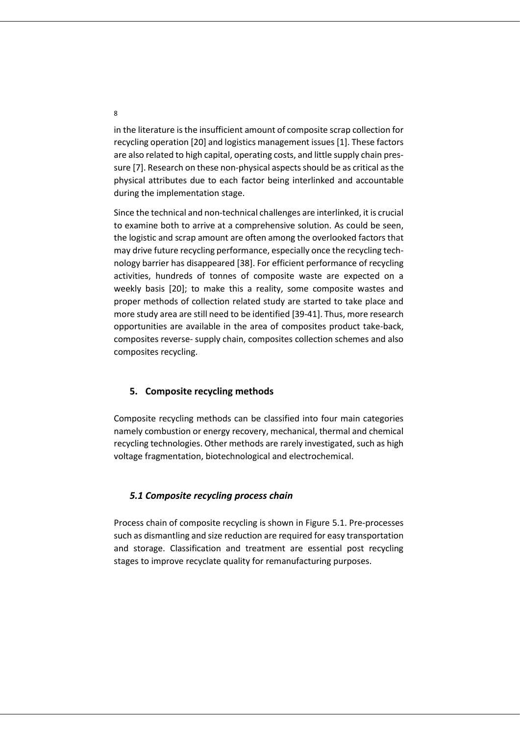in the literature is the insufficient amount of composite scrap collection for recycling operation [20] and logistics management issues [1]. These factors are also related to high capital, operating costs, and little supply chain pressure [7]. Research on these non-physical aspects should be as critical as the physical attributes due to each factor being interlinked and accountable during the implementation stage.

Since the technical and non-technical challenges are interlinked, it is crucial to examine both to arrive at a comprehensive solution. As could be seen, the logistic and scrap amount are often among the overlooked factors that may drive future recycling performance, especially once the recycling technology barrier has disappeared [38]. For efficient performance of recycling activities, hundreds of tonnes of composite waste are expected on a weekly basis [20]; to make this a reality, some composite wastes and proper methods of collection related study are started to take place and more study area are still need to be identified [39-41]. Thus, more research opportunities are available in the area of composites product take-back, composites reverse- supply chain, composites collection schemes and also composites recycling.

## 5. Composite recycling methods

Composite recycling methods can be classified into four main categories namely combustion or energy recovery, mechanical, thermal and chemical recycling technologies. Other methods are rarely investigated, such as high voltage fragmentation, biotechnological and electrochemical.

### *5.1 Composite recycling process chain*

Process chain of composite recycling is shown in Figure 5.1. Pre-processes such as dismantling and size reduction are required for easy transportation and storage. Classification and treatment are essential post recycling stages to improve recyclate quality for remanufacturing purposes.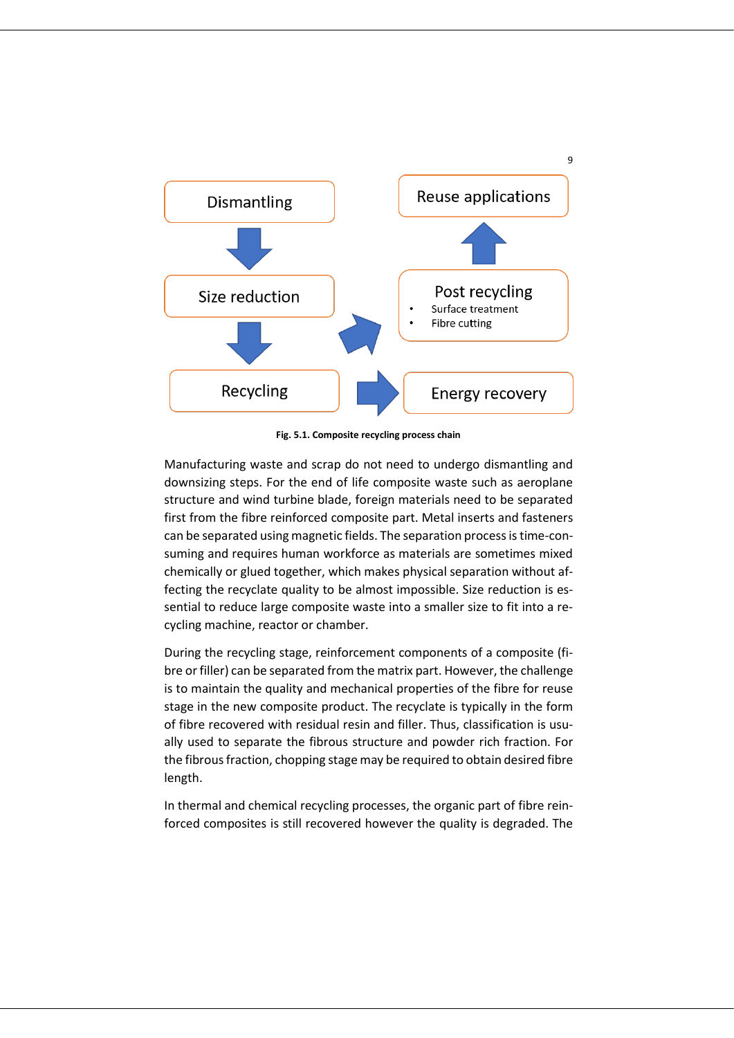Dismantling

Size reduction

Recycling

Energy recovery

Post recycling
- Surface treatment
- Fibre cutting

Reuse applications

**Fig. 5.1. Composite recycling process chain**

Manufacturing waste and scrap do not need to undergo dismantling and downsizing steps. For the end of life composite waste such as aeroplane structure and wind turbine blade, foreign materials need to be separated first from the fibre reinforced composite part. Metal inserts and fasteners can be separated using magnetic fields. The separation process is time-consuming and requires human workforce as materials are sometimes mixed chemically or glued together, which makes physical separation without affecting the recyclate quality to be almost impossible. Size reduction is essential to reduce large composite waste into a smaller size to fit into a recycling machine, reactor or chamber.

During the recycling stage, reinforcement components of a composite (fibre or filler) can be separated from the matrix part. However, the challenge is to maintain the quality and mechanical properties of the fibre for reuse stage in the new composite product. The recyclate is typically in the form of fibre recovered with residual resin and filler. Thus, classification is usually used to separate the fibrous structure and powder rich fraction. For the fibrous fraction, chopping stage may be required to obtain desired fibre length.

In thermal and chemical recycling processes, the organic part of fibre reinforced composites is still recovered however the quality is degraded. The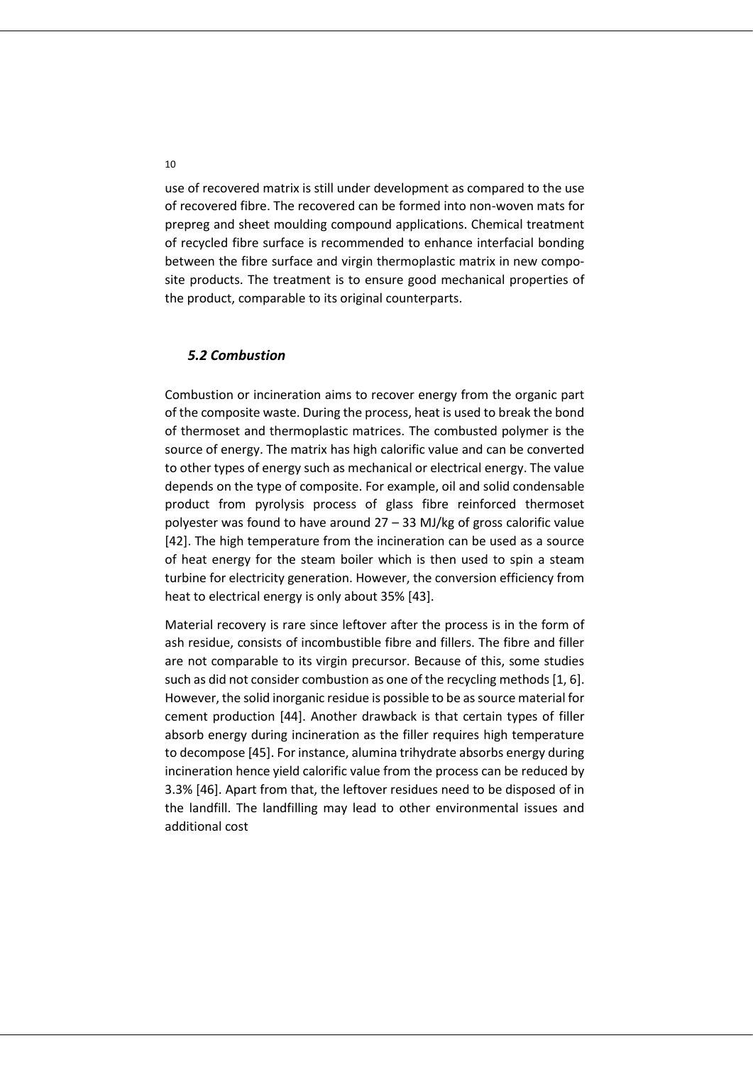use of recovered matrix is still under development as compared to the use of recovered fibre. The recovered can be formed into non-woven mats for prepreg and sheet moulding compound applications. Chemical treatment of recycled fibre surface is recommended to enhance interfacial bonding between the fibre surface and virgin thermoplastic matrix in new composite products. The treatment is to ensure good mechanical properties of the product, comparable to its original counterparts.

### *5.2 Combustion*

Combustion or incineration aims to recover energy from the organic part of the composite waste. During the process, heat is used to break the bond of thermoset and thermoplastic matrices. The combusted polymer is the source of energy. The matrix has high calorific value and can be converted to other types of energy such as mechanical or electrical energy. The value depends on the type of composite. For example, oil and solid condensable product from pyrolysis process of glass fibre reinforced thermoset polyester was found to have around 27 – 33 MJ/kg of gross calorific value [42]. The high temperature from the incineration can be used as a source of heat energy for the steam boiler which is then used to spin a steam turbine for electricity generation. However, the conversion efficiency from heat to electrical energy is only about 35% [43].

Material recovery is rare since leftover after the process is in the form of ash residue, consists of incombustible fibre and fillers. The fibre and filler are not comparable to its virgin precursor. Because of this, some studies such as did not consider combustion as one of the recycling methods [1, 6]. However, the solid inorganic residue is possible to be as source material for cement production [44]. Another drawback is that certain types of filler absorb energy during incineration as the filler requires high temperature to decompose [45]. For instance, alumina trihydrate absorbs energy during incineration hence yield calorific value from the process can be reduced by 3.3% [46]. Apart from that, the leftover residues need to be disposed of in the landfill. The landfilling may lead to other environmental issues and additional cost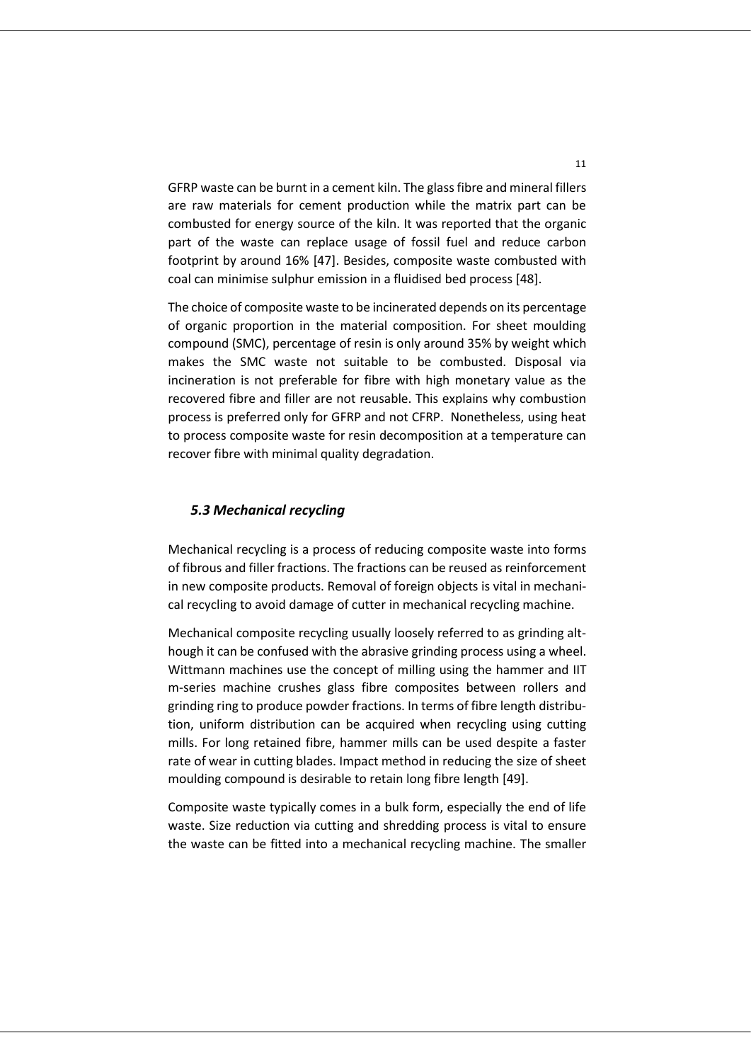GFRP waste can be burnt in a cement kiln. The glass fibre and mineral fillers are raw materials for cement production while the matrix part can be combusted for energy source of the kiln. It was reported that the organic part of the waste can replace usage of fossil fuel and reduce carbon footprint by around 16% [47]. Besides, composite waste combusted with coal can minimise sulphur emission in a fluidised bed process [48].

The choice of composite waste to be incinerated depends on its percentage of organic proportion in the material composition. For sheet moulding compound (SMC), percentage of resin is only around 35% by weight which makes the SMC waste not suitable to be combusted. Disposal via incineration is not preferable for fibre with high monetary value as the recovered fibre and filler are not reusable. This explains why combustion process is preferred only for GFRP and not CFRP. Nonetheless, using heat to process composite waste for resin decomposition at a temperature can recover fibre with minimal quality degradation.

### *5.3 Mechanical recycling*

Mechanical recycling is a process of reducing composite waste into forms of fibrous and filler fractions. The fractions can be reused as reinforcement in new composite products. Removal of foreign objects is vital in mechanical recycling to avoid damage of cutter in mechanical recycling machine.

Mechanical composite recycling usually loosely referred to as grinding although it can be confused with the abrasive grinding process using a wheel. Wittmann machines use the concept of milling using the hammer and IIT m-series machine crushes glass fibre composites between rollers and grinding ring to produce powder fractions. In terms of fibre length distribution, uniform distribution can be acquired when recycling using cutting mills. For long retained fibre, hammer mills can be used despite a faster rate of wear in cutting blades. Impact method in reducing the size of sheet moulding compound is desirable to retain long fibre length [49].

Composite waste typically comes in a bulk form, especially the end of life waste. Size reduction via cutting and shredding process is vital to ensure the waste can be fitted into a mechanical recycling machine. The smaller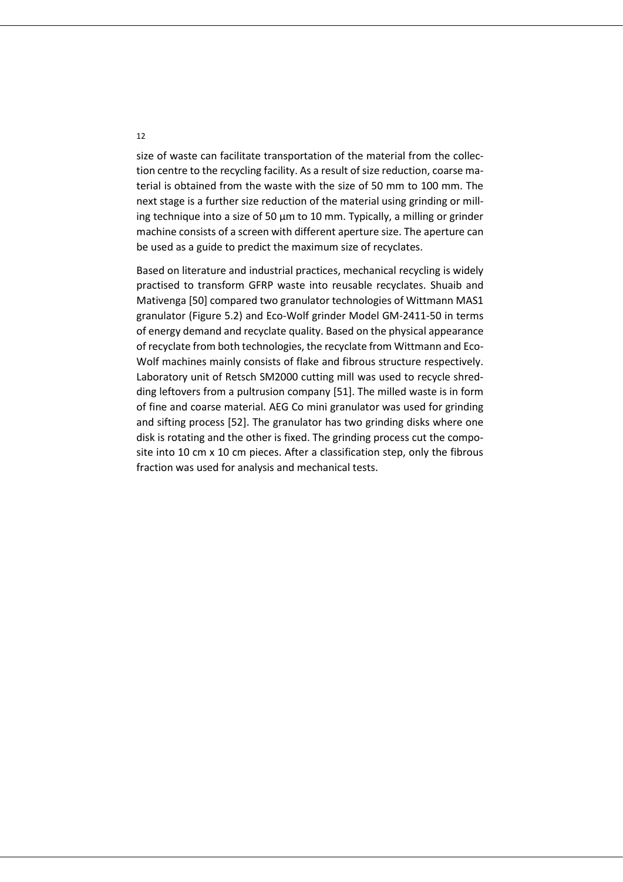size of waste can facilitate transportation of the material from the collection centre to the recycling facility. As a result of size reduction, coarse material is obtained from the waste with the size of 50 mm to 100 mm. The next stage is a further size reduction of the material using grinding or milling technique into a size of 50 µm to 10 mm. Typically, a milling or grinder machine consists of a screen with different aperture size. The aperture can be used as a guide to predict the maximum size of recyclates.

Based on literature and industrial practices, mechanical recycling is widely practised to transform GFRP waste into reusable recyclates. Shuaib and Mativenga [50] compared two granulator technologies of Wittmann MAS1 granulator (Figure 5.2) and Eco-Wolf grinder Model GM-2411-50 in terms of energy demand and recyclate quality. Based on the physical appearance of recyclate from both technologies, the recyclate from Wittmann and Eco-Wolf machines mainly consists of flake and fibrous structure respectively. Laboratory unit of Retsch SM2000 cutting mill was used to recycle shredding leftovers from a pultrusion company [51]. The milled waste is in form of fine and coarse material. AEG Co mini granulator was used for grinding and sifting process [52]. The granulator has two grinding disks where one disk is rotating and the other is fixed. The grinding process cut the composite into 10 cm x 10 cm pieces. After a classification step, only the fibrous fraction was used for analysis and mechanical tests.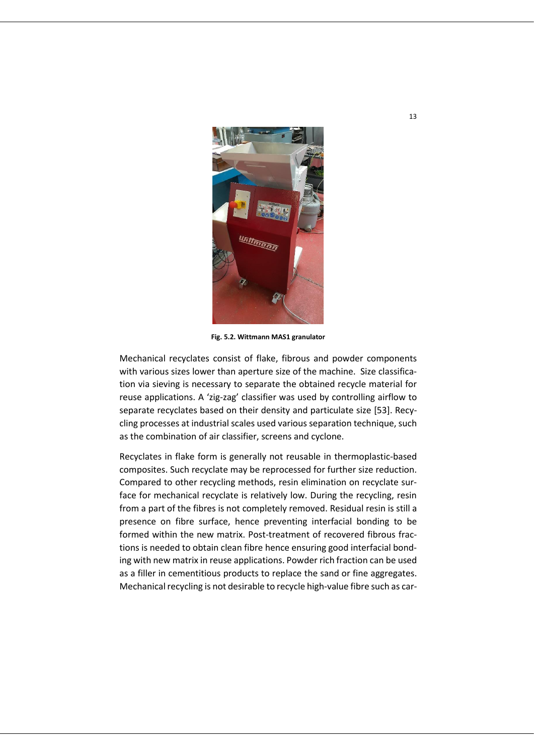Fig. 5.2. Wittmann MAS1 granulator

Mechanical recyclates consist of flake, fibrous and powder components with various sizes lower than aperture size of the machine. Size classification via sieving is necessary to separate the obtained recycle material for reuse applications. A 'zig-zag' classifier was used by controlling airflow to separate recyclates based on their density and particulate size [53]. Recycling processes at industrial scales used various separation technique, such as the combination of air classifier, screens and cyclone.

Recyclates in flake form is generally not reusable in thermoplastic-based composites. Such recyclate may be reprocessed for further size reduction. Compared to other recycling methods, resin elimination on recyclate surface for mechanical recyclate is relatively low. During the recycling, resin from a part of the fibres is not completely removed. Residual resin is still a presence on fibre surface, hence preventing interfacial bonding to be formed within the new matrix. Post-treatment of recovered fibrous fractions is needed to obtain clean fibre hence ensuring good interfacial bonding with new matrix in reuse applications. Powder rich fraction can be used as a filler in cementitious products to replace the sand or fine aggregates. Mechanical recycling is not desirable to recycle high-value fibre such as car-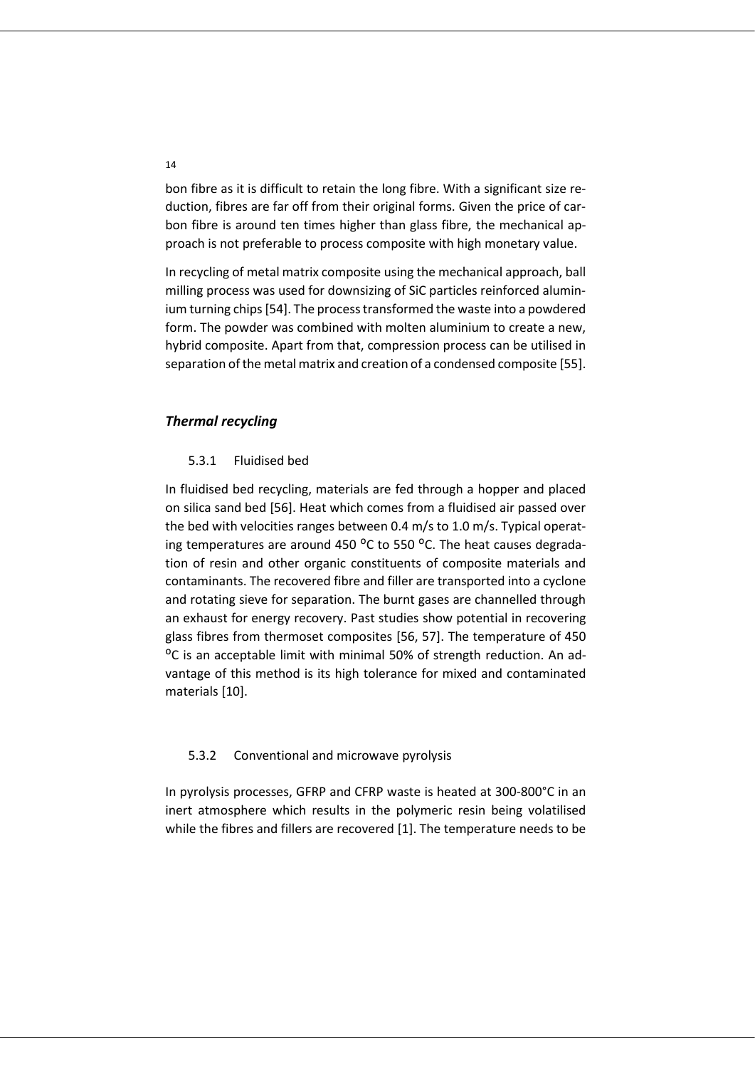bon fibre as it is difficult to retain the long fibre. With a significant size reduction, fibres are far off from their original forms. Given the price of carbon fibre is around ten times higher than glass fibre, the mechanical approach is not preferable to process composite with high monetary value.

In recycling of metal matrix composite using the mechanical approach, ball milling process was used for downsizing of SiC particles reinforced aluminium turning chips [54]. The process transformed the waste into a powdered form. The powder was combined with molten aluminium to create a new, hybrid composite. Apart from that, compression process can be utilised in separation of the metal matrix and creation of a condensed composite [55].

## *Thermal recycling*

### 5.3.1 Fluidised bed

In fluidised bed recycling, materials are fed through a hopper and placed on silica sand bed [56]. Heat which comes from a fluidised air passed over the bed with velocities ranges between 0.4 m/s to 1.0 m/s. Typical operating temperatures are around 450 $^{o}$C to 550 $^{o}$C. The heat causes degradation of resin and other organic constituents of composite materials and contaminants. The recovered fibre and filler are transported into a cyclone and rotating sieve for separation. The burnt gases are channelled through an exhaust for energy recovery. Past studies show potential in recovering glass fibres from thermoset composites [56, 57]. The temperature of 450 $^{o}$C is an acceptable limit with minimal 50% of strength reduction. An advantage of this method is its high tolerance for mixed and contaminated materials [10].

### 5.3.2 Conventional and microwave pyrolysis

In pyrolysis processes, GFRP and CFRP waste is heated at 300-800°C in an inert atmosphere which results in the polymeric resin being volatilised while the fibres and fillers are recovered [1]. The temperature needs to be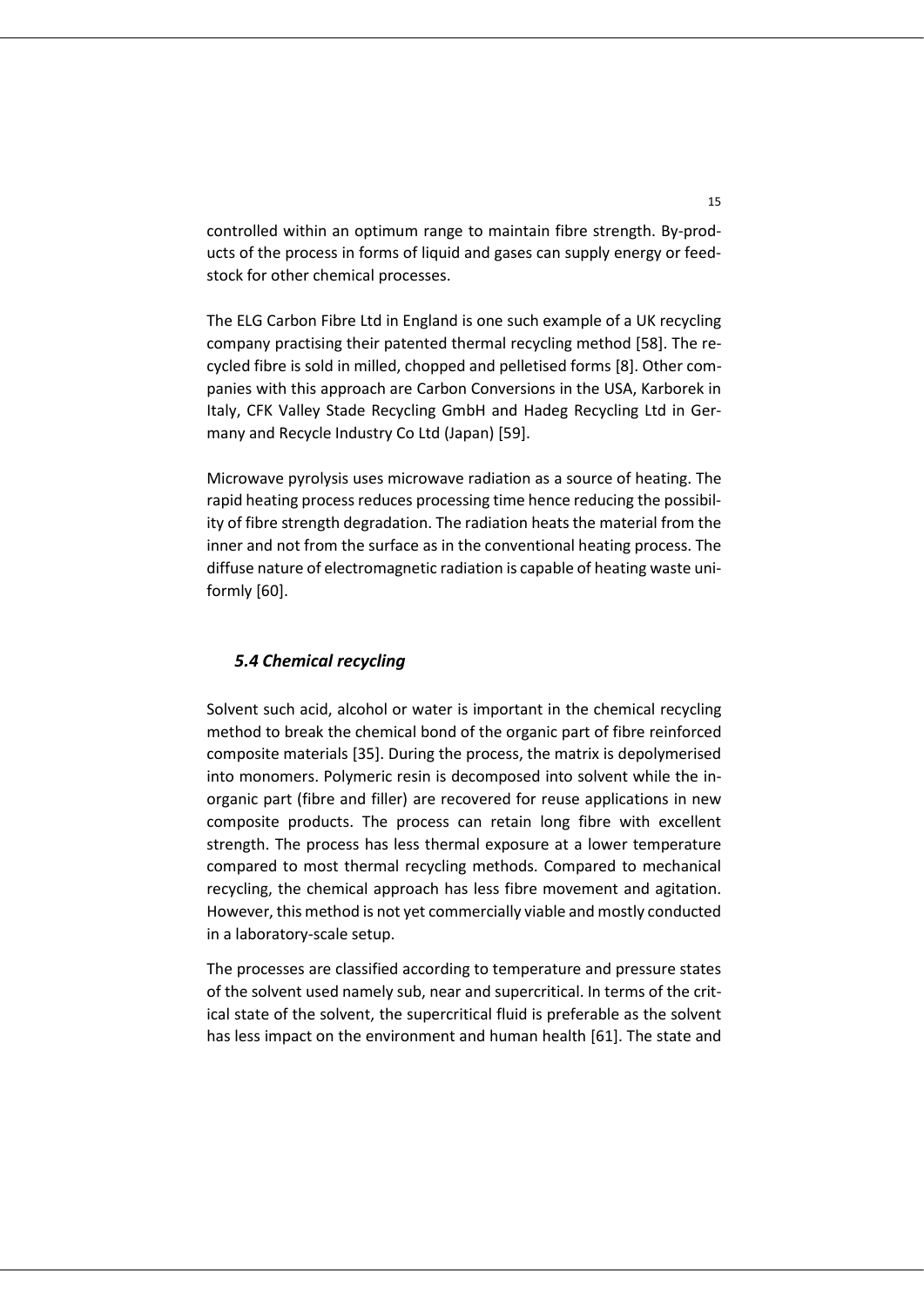controlled within an optimum range to maintain fibre strength. By-products of the process in forms of liquid and gases can supply energy or feedstock for other chemical processes.

The ELG Carbon Fibre Ltd in England is one such example of a UK recycling company practising their patented thermal recycling method [58]. The recycled fibre is sold in milled, chopped and pelletised forms [8]. Other companies with this approach are Carbon Conversions in the USA, Karborek in Italy, CFK Valley Stade Recycling GmbH and Hadeg Recycling Ltd in Germany and Recycle Industry Co Ltd (Japan) [59].

Microwave pyrolysis uses microwave radiation as a source of heating. The rapid heating process reduces processing time hence reducing the possibility of fibre strength degradation. The radiation heats the material from the inner and not from the surface as in the conventional heating process. The diffuse nature of electromagnetic radiation is capable of heating waste uniformly [60].

### *5.4 Chemical recycling*

Solvent such acid, alcohol or water is important in the chemical recycling method to break the chemical bond of the organic part of fibre reinforced composite materials [35]. During the process, the matrix is depolymerised into monomers. Polymeric resin is decomposed into solvent while the inorganic part (fibre and filler) are recovered for reuse applications in new composite products. The process can retain long fibre with excellent strength. The process has less thermal exposure at a lower temperature compared to most thermal recycling methods. Compared to mechanical recycling, the chemical approach has less fibre movement and agitation. However, this method is not yet commercially viable and mostly conducted in a laboratory-scale setup.

The processes are classified according to temperature and pressure states of the solvent used namely sub, near and supercritical. In terms of the critical state of the solvent, the supercritical fluid is preferable as the solvent has less impact on the environment and human health [61]. The state and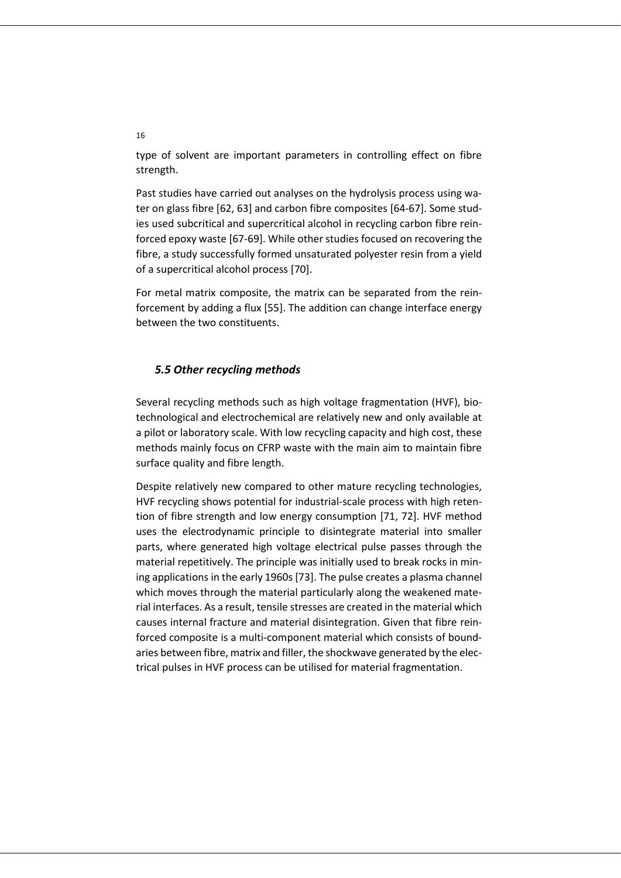type of solvent are important parameters in controlling effect on fibre strength.

Past studies have carried out analyses on the hydrolysis process using water on glass fibre [62, 63] and carbon fibre composites [64-67]. Some studies used subcritical and supercritical alcohol in recycling carbon fibre reinforced epoxy waste [67-69]. While other studies focused on recovering the fibre, a study successfully formed unsaturated polyester resin from a yield of a supercritical alcohol process [70].

For metal matrix composite, the matrix can be separated from the reinforcement by adding a flux [55]. The addition can change interface energy between the two constituents.

### *5.5 Other recycling methods*

Several recycling methods such as high voltage fragmentation (HVF), biotechnological and electrochemical are relatively new and only available at a pilot or laboratory scale. With low recycling capacity and high cost, these methods mainly focus on CFRP waste with the main aim to maintain fibre surface quality and fibre length.

Despite relatively new compared to other mature recycling technologies, HVF recycling shows potential for industrial-scale process with high retention of fibre strength and low energy consumption [71, 72]. HVF method uses the electrodynamic principle to disintegrate material into smaller parts, where generated high voltage electrical pulse passes through the material repetitively. The principle was initially used to break rocks in mining applications in the early 1960s [73]. The pulse creates a plasma channel which moves through the material particularly along the weakened material interfaces. As a result, tensile stresses are created in the material which causes internal fracture and material disintegration. Given that fibre reinforced composite is a multi-component material which consists of boundaries between fibre, matrix and filler, the shockwave generated by the electrical pulses in HVF process can be utilised for material fragmentation.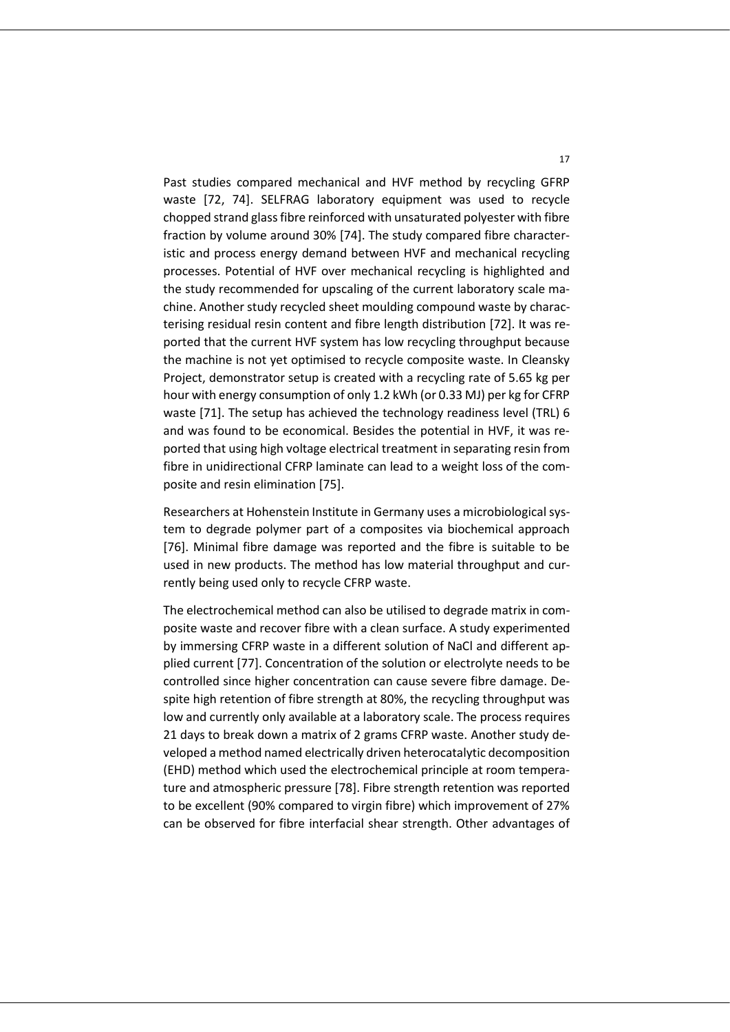Past studies compared mechanical and HVF method by recycling GFRP waste [72, 74]. SELFRAG laboratory equipment was used to recycle chopped strand glass fibre reinforced with unsaturated polyester with fibre fraction by volume around 30% [74]. The study compared fibre characteristic and process energy demand between HVF and mechanical recycling processes. Potential of HVF over mechanical recycling is highlighted and the study recommended for upscaling of the current laboratory scale machine. Another study recycled sheet moulding compound waste by characterising residual resin content and fibre length distribution [72]. It was reported that the current HVF system has low recycling throughput because the machine is not yet optimised to recycle composite waste. In Cleansky Project, demonstrator setup is created with a recycling rate of 5.65 kg per hour with energy consumption of only 1.2 kWh (or 0.33 MJ) per kg for CFRP waste [71]. The setup has achieved the technology readiness level (TRL) 6 and was found to be economical. Besides the potential in HVF, it was reported that using high voltage electrical treatment in separating resin from fibre in unidirectional CFRP laminate can lead to a weight loss of the composite and resin elimination [75].

Researchers at Hohenstein Institute in Germany uses a microbiological system to degrade polymer part of a composites via biochemical approach [76]. Minimal fibre damage was reported and the fibre is suitable to be used in new products. The method has low material throughput and currently being used only to recycle CFRP waste.

The electrochemical method can also be utilised to degrade matrix in composite waste and recover fibre with a clean surface. A study experimented by immersing CFRP waste in a different solution of NaCl and different applied current [77]. Concentration of the solution or electrolyte needs to be controlled since higher concentration can cause severe fibre damage. Despite high retention of fibre strength at 80%, the recycling throughput was low and currently only available at a laboratory scale. The process requires 21 days to break down a matrix of 2 grams CFRP waste. Another study developed a method named electrically driven heterocatalytic decomposition (EHD) method which used the electrochemical principle at room temperature and atmospheric pressure [78]. Fibre strength retention was reported to be excellent (90% compared to virgin fibre) which improvement of 27% can be observed for fibre interfacial shear strength. Other advantages of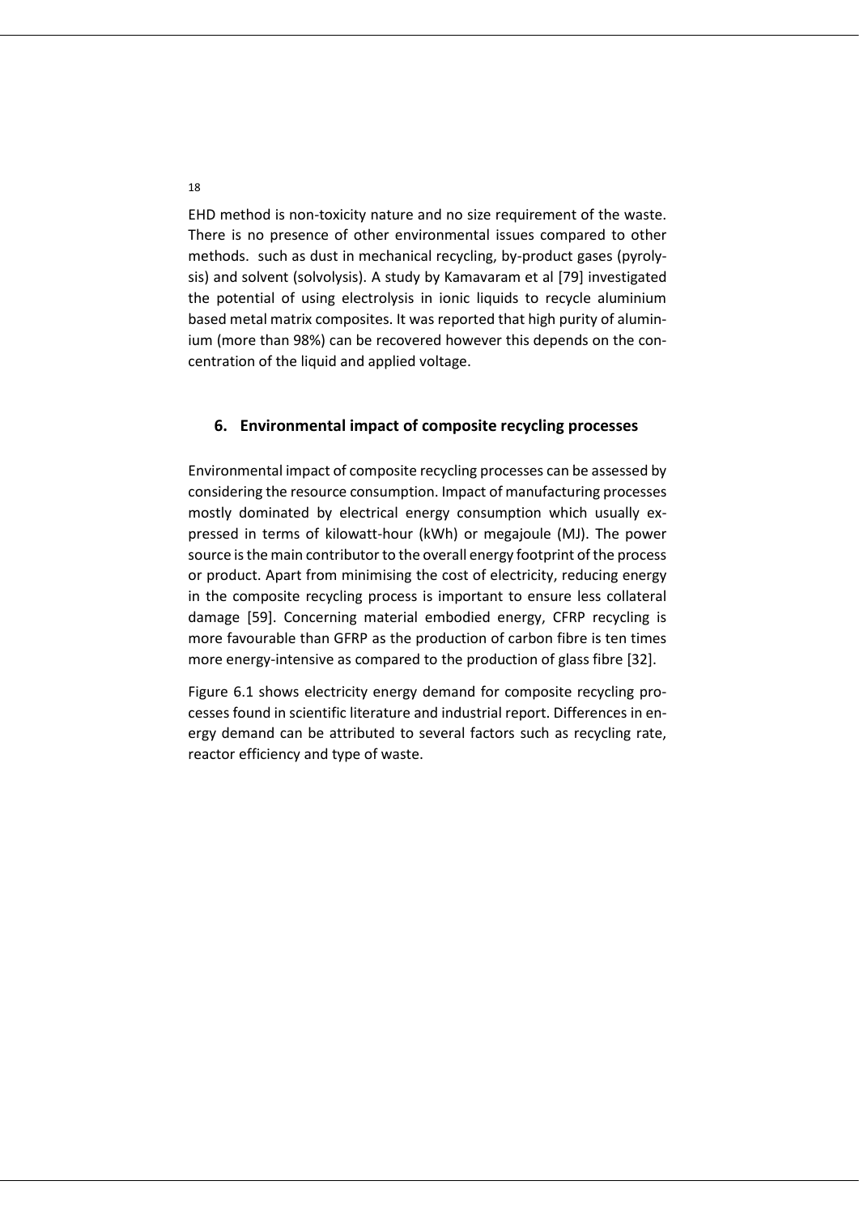EHD method is non-toxicity nature and no size requirement of the waste. There is no presence of other environmental issues compared to other methods.  such as dust in mechanical recycling, by-product gases (pyrolysis) and solvent (solvolysis). A study by Kamavaram et al [79] investigated the potential of using electrolysis in ionic liquids to recycle aluminium based metal matrix composites. It was reported that high purity of aluminium (more than 98%) can be recovered however this depends on the concentration of the liquid and applied voltage.

## 6. Environmental impact of composite recycling processes

Environmental impact of composite recycling processes can be assessed by considering the resource consumption. Impact of manufacturing processes mostly dominated by electrical energy consumption which usually expressed in terms of kilowatt-hour (kWh) or megajoule (MJ). The power source is the main contributor to the overall energy footprint of the process or product. Apart from minimising the cost of electricity, reducing energy in the composite recycling process is important to ensure less collateral damage [59]. Concerning material embodied energy, CFRP recycling is more favourable than GFRP as the production of carbon fibre is ten times more energy-intensive as compared to the production of glass fibre [32].

Figure 6.1 shows electricity energy demand for composite recycling processes found in scientific literature and industrial report. Differences in energy demand can be attributed to several factors such as recycling rate, reactor efficiency and type of waste.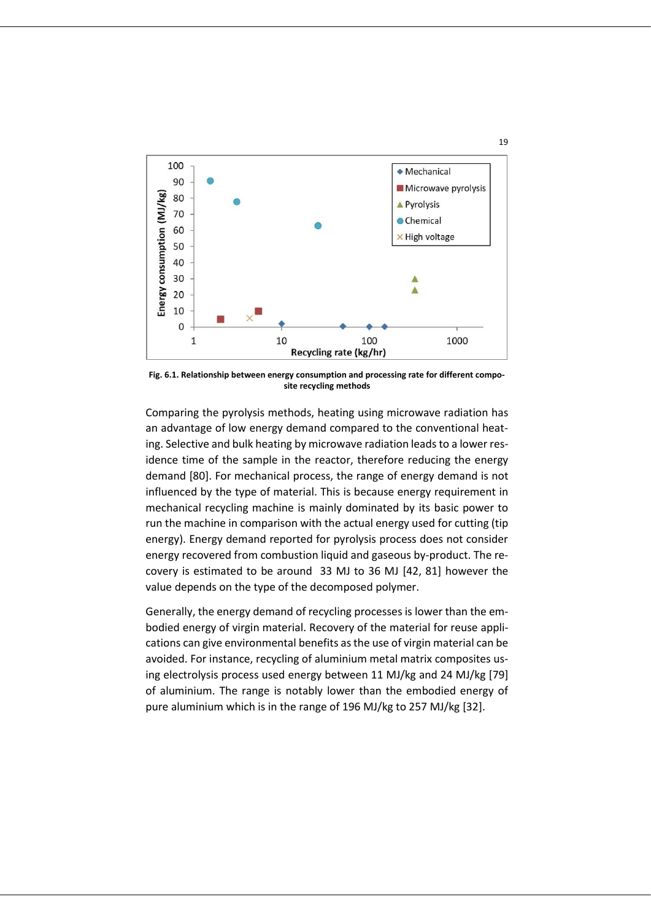**Fig. 6.1. Relationship between energy consumption and processing rate for different composite recycling methods**

Comparing the pyrolysis methods, heating using microwave radiation has an advantage of low energy demand compared to the conventional heating. Selective and bulk heating by microwave radiation leads to a lower residence time of the sample in the reactor, therefore reducing the energy demand [80]. For mechanical process, the range of energy demand is not influenced by the type of material. This is because energy requirement in mechanical recycling machine is mainly dominated by its basic power to run the machine in comparison with the actual energy used for cutting (tip energy). Energy demand reported for pyrolysis process does not consider energy recovered from combustion liquid and gaseous by-product. The recovery is estimated to be around 33 MJ to 36 MJ [42, 81] however the value depends on the type of the decomposed polymer.

Generally, the energy demand of recycling processes is lower than the embodied energy of virgin material. Recovery of the material for reuse applications can give environmental benefits as the use of virgin material can be avoided. For instance, recycling of aluminium metal matrix composites using electrolysis process used energy between 11 MJ/kg and 24 MJ/kg [79] of aluminium. The range is notably lower than the embodied energy of pure aluminium which is in the range of 196 MJ/kg to 257 MJ/kg [32].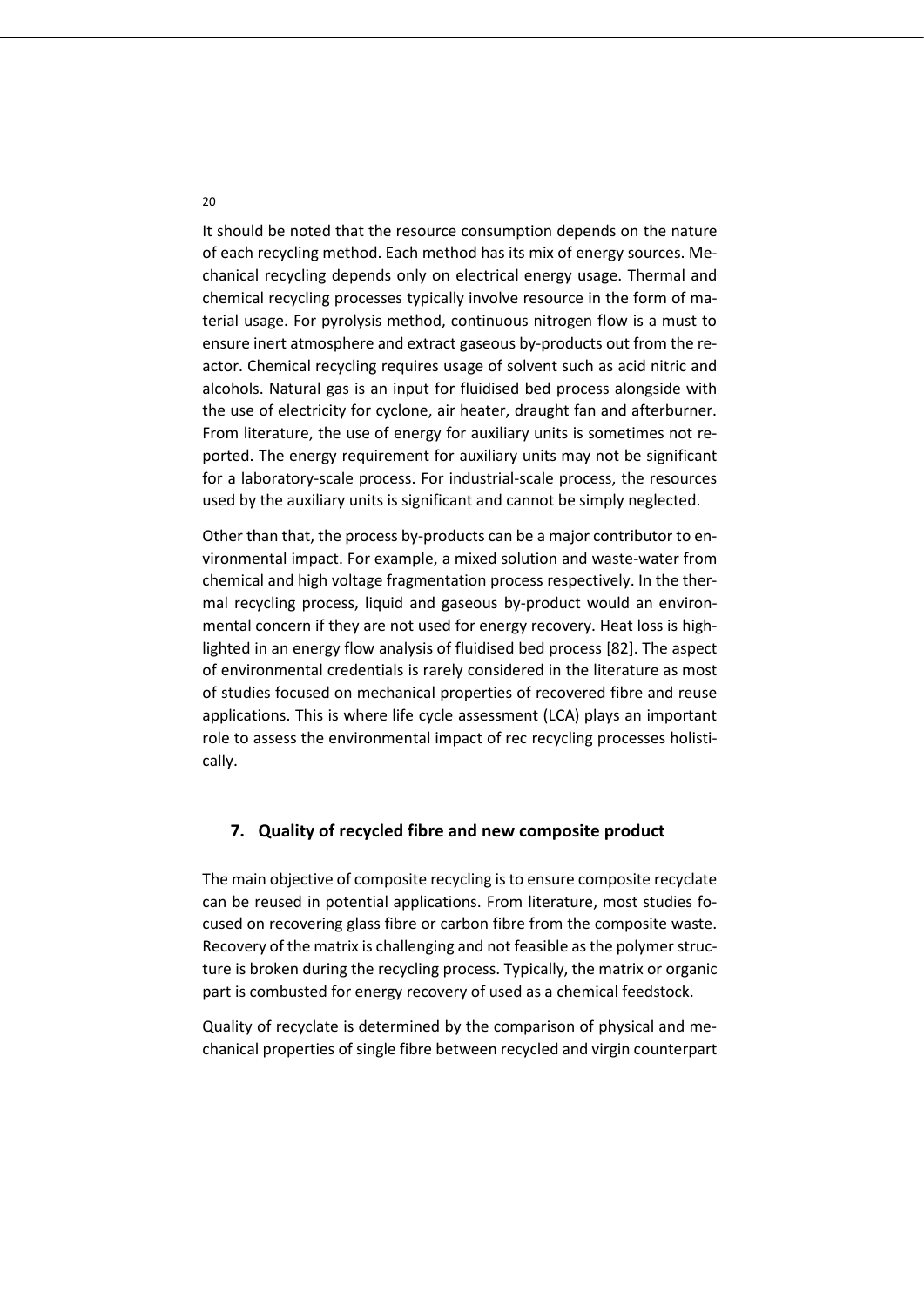It should be noted that the resource consumption depends on the nature of each recycling method. Each method has its mix of energy sources. Mechanical recycling depends only on electrical energy usage. Thermal and chemical recycling processes typically involve resource in the form of material usage. For pyrolysis method, continuous nitrogen flow is a must to ensure inert atmosphere and extract gaseous by-products out from the reactor. Chemical recycling requires usage of solvent such as acid nitric and alcohols. Natural gas is an input for fluidised bed process alongside with the use of electricity for cyclone, air heater, draught fan and afterburner. From literature, the use of energy for auxiliary units is sometimes not reported. The energy requirement for auxiliary units may not be significant for a laboratory-scale process. For industrial-scale process, the resources used by the auxiliary units is significant and cannot be simply neglected.

Other than that, the process by-products can be a major contributor to environmental impact. For example, a mixed solution and waste-water from chemical and high voltage fragmentation process respectively. In the thermal recycling process, liquid and gaseous by-product would an environmental concern if they are not used for energy recovery. Heat loss is highlighted in an energy flow analysis of fluidised bed process [82]. The aspect of environmental credentials is rarely considered in the literature as most of studies focused on mechanical properties of recovered fibre and reuse applications. This is where life cycle assessment (LCA) plays an important role to assess the environmental impact of rec recycling processes holistically.

## 7. Quality of recycled fibre and new composite product

The main objective of composite recycling is to ensure composite recyclate can be reused in potential applications. From literature, most studies focused on recovering glass fibre or carbon fibre from the composite waste. Recovery of the matrix is challenging and not feasible as the polymer structure is broken during the recycling process. Typically, the matrix or organic part is combusted for energy recovery of used as a chemical feedstock.

Quality of recyclate is determined by the comparison of physical and mechanical properties of single fibre between recycled and virgin counterpart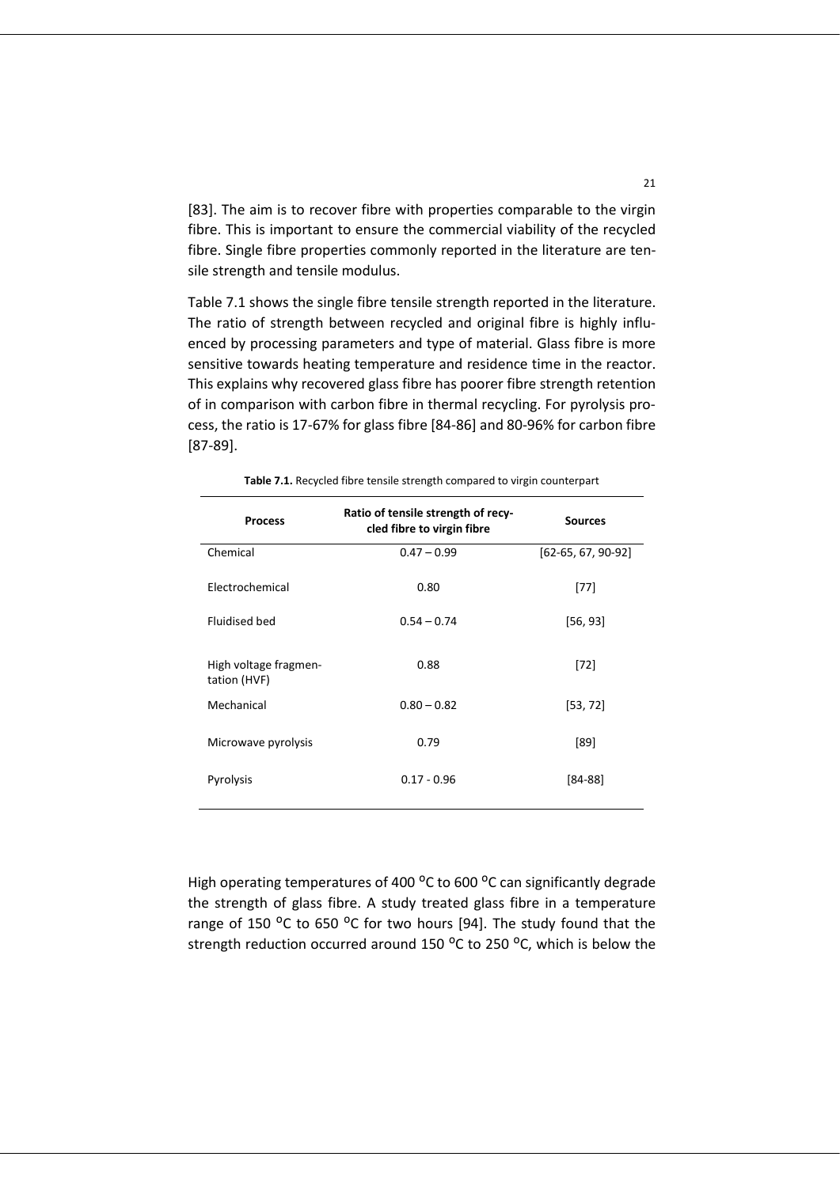[83]. The aim is to recover fibre with properties comparable to the virgin fibre. This is important to ensure the commercial viability of the recycled fibre. Single fibre properties commonly reported in the literature are tensile strength and tensile modulus.

Table 7.1 shows the single fibre tensile strength reported in the literature. The ratio of strength between recycled and original fibre is highly influenced by processing parameters and type of material. Glass fibre is more sensitive towards heating temperature and residence time in the reactor. This explains why recovered glass fibre has poorer fibre strength retention of in comparison with carbon fibre in thermal recycling. For pyrolysis process, the ratio is 17-67% for glass fibre [84-86] and 80-96% for carbon fibre [87-89].

**Table 7.1.** Recycled fibre tensile strength compared to virgin counterpart

| Process | Ratio of tensile strength of recycled fibre to virgin fibre | Sources |
|---|---|---|
| Chemical | 0.47 – 0.99 | [62-65, 67, 90-92] |
| Electrochemical | 0.80 | [77] |
| Fluidised bed | 0.54 – 0.74 | [56, 93] |
| High voltage fragmentation (HVF) | 0.88 | [72] |
| Mechanical | 0.80 – 0.82 | [53, 72] |
| Microwave pyrolysis | 0.79 | [89] |
| Pyrolysis | 0.17 - 0.96 | [84-88] |

High operating temperatures of 400 $^{o}$C to 600 $^{o}$C can significantly degrade the strength of glass fibre. A study treated glass fibre in a temperature range of 150 $^{o}$C to 650 $^{o}$C for two hours [94]. The study found that the strength reduction occurred around 150 $^{o}$C to 250 $^{o}$C, which is below the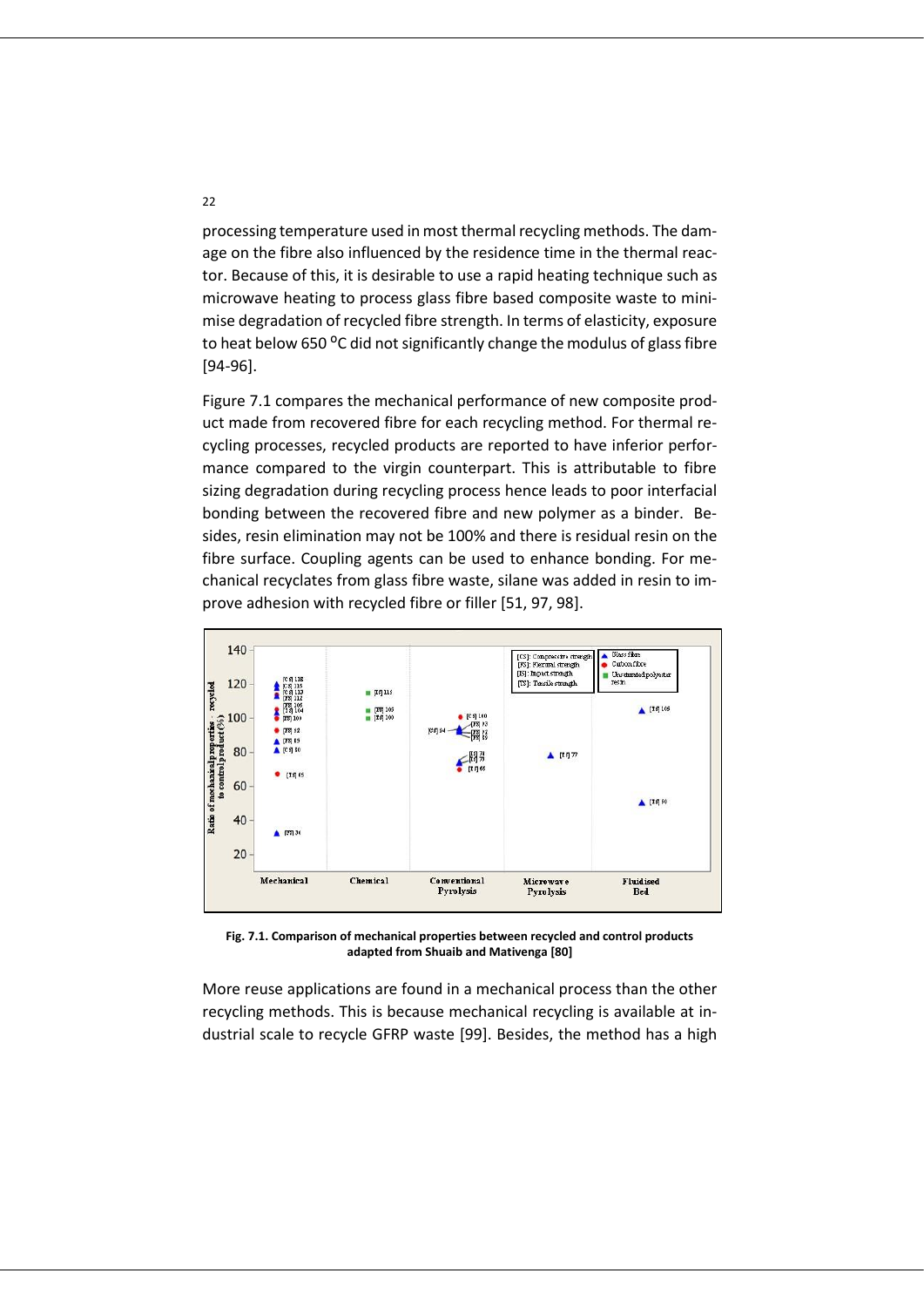processing temperature used in most thermal recycling methods. The damage on the fibre also influenced by the residence time in the thermal reactor. Because of this, it is desirable to use a rapid heating technique such as microwave heating to process glass fibre based composite waste to minimise degradation of recycled fibre strength. In terms of elasticity, exposure to heat below 650 $^{o}$C did not significantly change the modulus of glass fibre [94-96].

Figure 7.1 compares the mechanical performance of new composite product made from recovered fibre for each recycling method. For thermal recycling processes, recycled products are reported to have inferior performance compared to the virgin counterpart. This is attributable to fibre sizing degradation during recycling process hence leads to poor interfacial bonding between the recovered fibre and new polymer as a binder. Besides, resin elimination may not be 100% and there is residual resin on the fibre surface. Coupling agents can be used to enhance bonding. For mechanical recyclates from glass fibre waste, silane was added in resin to improve adhesion with recycled fibre or filler [51, 97, 98].

**Fig. 7.1. Comparison of mechanical properties between recycled and control products adapted from Shuaib and Mativenga [80]**

More reuse applications are found in a mechanical process than the other recycling methods. This is because mechanical recycling is available at industrial scale to recycle GFRP waste [99]. Besides, the method has a high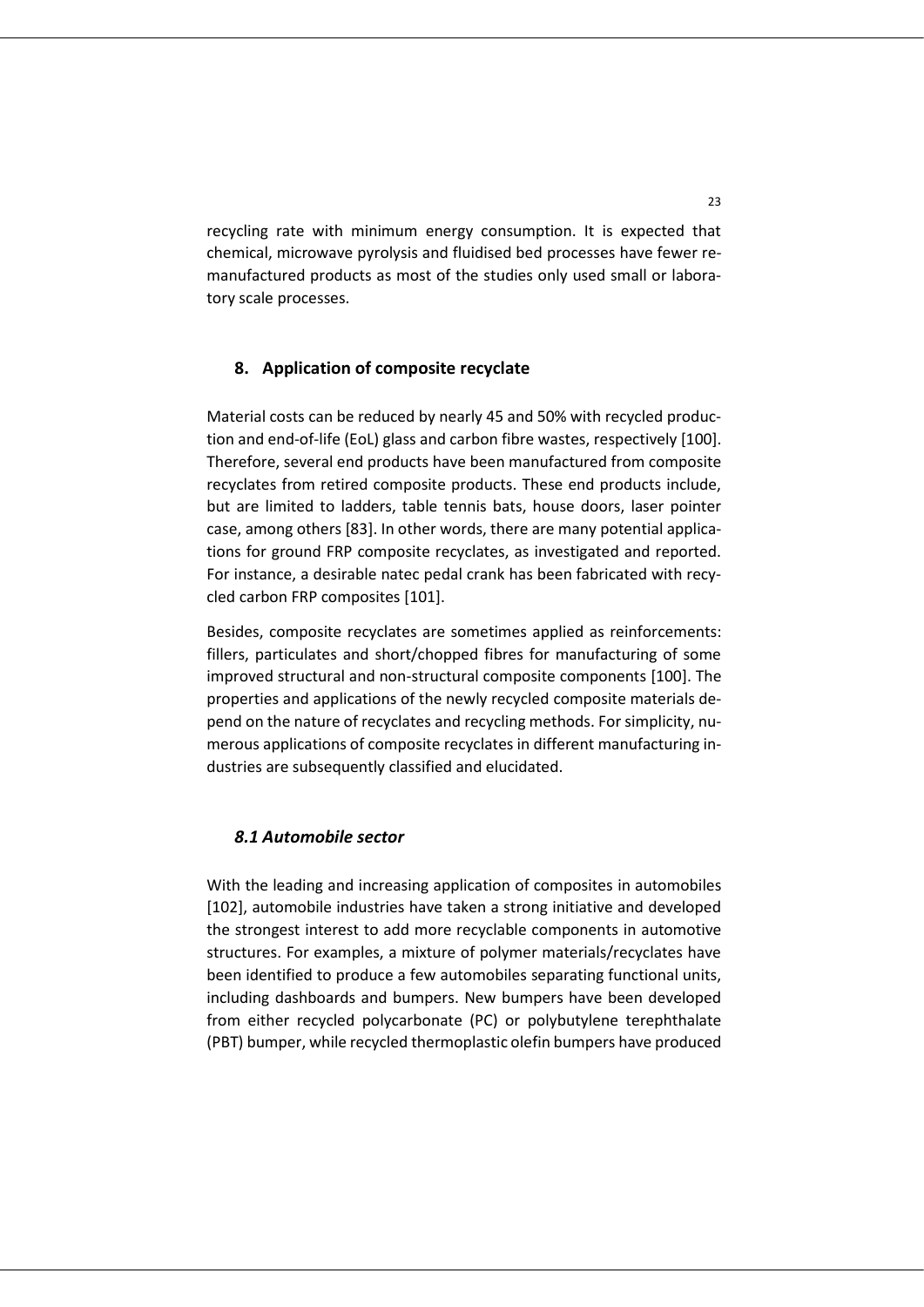recycling rate with minimum energy consumption. It is expected that chemical, microwave pyrolysis and fluidised bed processes have fewer re-manufactured products as most of the studies only used small or laboratory scale processes.

## 8. Application of composite recyclate

Material costs can be reduced by nearly 45 and 50% with recycled production and end-of-life (EoL) glass and carbon fibre wastes, respectively [100]. Therefore, several end products have been manufactured from composite recyclates from retired composite products. These end products include, but are limited to ladders, table tennis bats, house doors, laser pointer case, among others [83]. In other words, there are many potential applications for ground FRP composite recyclates, as investigated and reported. For instance, a desirable natec pedal crank has been fabricated with recycled carbon FRP composites [101].

Besides, composite recyclates are sometimes applied as reinforcements: fillers, particulates and short/chopped fibres for manufacturing of some improved structural and non-structural composite components [100]. The properties and applications of the newly recycled composite materials depend on the nature of recyclates and recycling methods. For simplicity, numerous applications of composite recyclates in different manufacturing industries are subsequently classified and elucidated.

### *8.1 Automobile sector*

With the leading and increasing application of composites in automobiles [102], automobile industries have taken a strong initiative and developed the strongest interest to add more recyclable components in automotive structures. For examples, a mixture of polymer materials/recyclates have been identified to produce a few automobiles separating functional units, including dashboards and bumpers. New bumpers have been developed from either recycled polycarbonate (PC) or polybutylene terephthalate (PBT) bumper, while recycled thermoplastic olefin bumpers have produced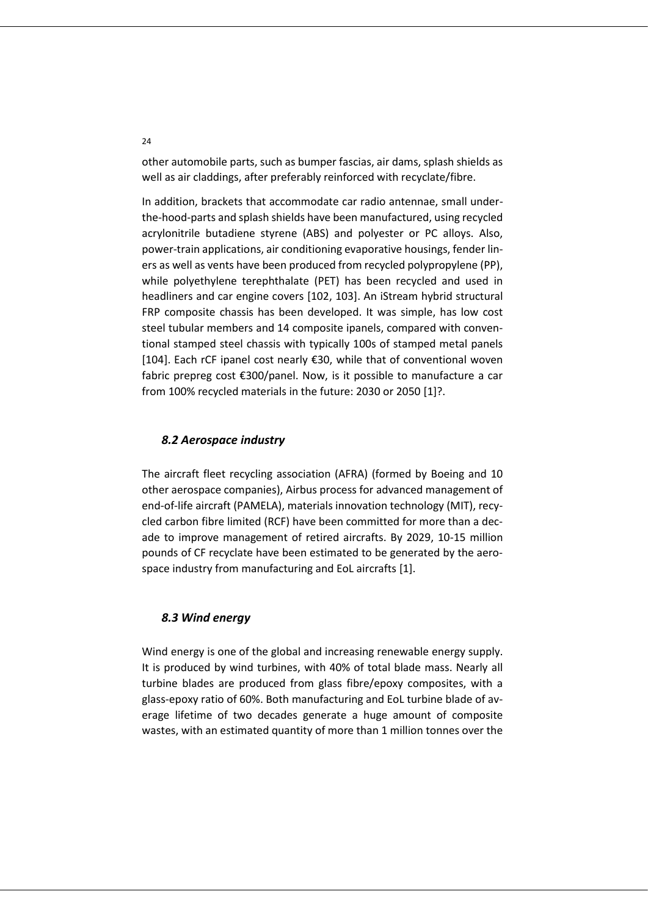other automobile parts, such as bumper fascias, air dams, splash shields as well as air claddings, after preferably reinforced with recyclate/fibre.

In addition, brackets that accommodate car radio antennae, small under-the-hood-parts and splash shields have been manufactured, using recycled acrylonitrile butadiene styrene (ABS) and polyester or PC alloys. Also, power-train applications, air conditioning evaporative housings, fender liners as well as vents have been produced from recycled polypropylene (PP), while polyethylene terephthalate (PET) has been recycled and used in headliners and car engine covers [102, 103]. An iStream hybrid structural FRP composite chassis has been developed. It was simple, has low cost steel tubular members and 14 composite ipanels, compared with conventional stamped steel chassis with typically 100s of stamped metal panels [104]. Each rCF ipanel cost nearly €30, while that of conventional woven fabric prepreg cost €300/panel. Now, is it possible to manufacture a car from 100% recycled materials in the future: 2030 or 2050 [1]?.

### *8.2 Aerospace industry*

The aircraft fleet recycling association (AFRA) (formed by Boeing and 10 other aerospace companies), Airbus process for advanced management of end-of-life aircraft (PAMELA), materials innovation technology (MIT), recycled carbon fibre limited (RCF) have been committed for more than a decade to improve management of retired aircrafts. By 2029, 10-15 million pounds of CF recyclate have been estimated to be generated by the aerospace industry from manufacturing and EoL aircrafts [1].

### *8.3 Wind energy*

Wind energy is one of the global and increasing renewable energy supply. It is produced by wind turbines, with 40% of total blade mass. Nearly all turbine blades are produced from glass fibre/epoxy composites, with a glass-epoxy ratio of 60%. Both manufacturing and EoL turbine blade of average lifetime of two decades generate a huge amount of composite wastes, with an estimated quantity of more than 1 million tonnes over the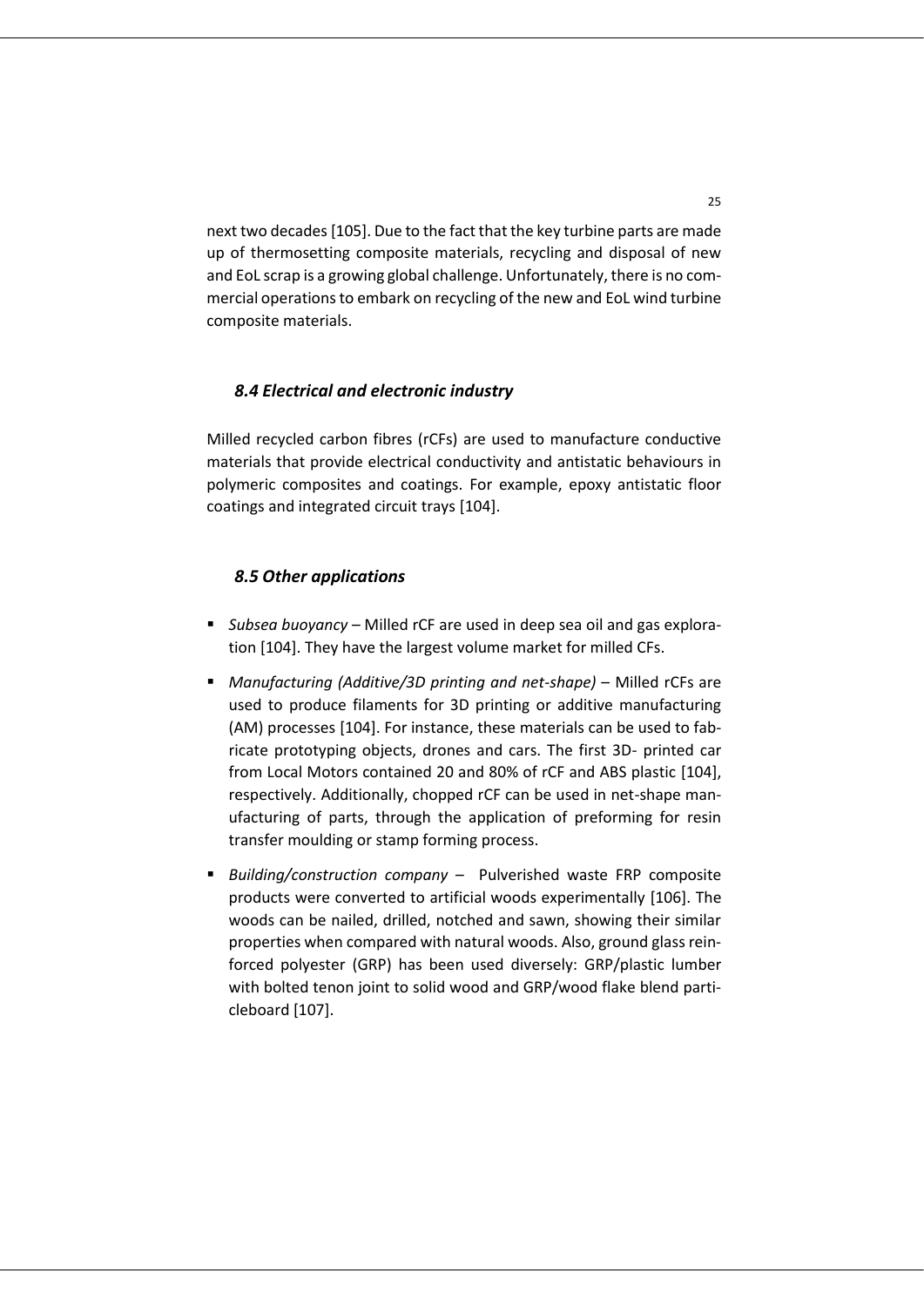next two decades [105]. Due to the fact that the key turbine parts are made up of thermosetting composite materials, recycling and disposal of new and EoL scrap is a growing global challenge. Unfortunately, there is no commercial operations to embark on recycling of the new and EoL wind turbine composite materials.

### *8.4 Electrical and electronic industry*

Milled recycled carbon fibres (rCFs) are used to manufacture conductive materials that provide electrical conductivity and antistatic behaviours in polymeric composites and coatings. For example, epoxy antistatic floor coatings and integrated circuit trays [104].

### *8.5 Other applications*

- *Subsea buoyancy* – Milled rCF are used in deep sea oil and gas exploration [104]. They have the largest volume market for milled CFs.
- *Manufacturing (Additive/3D printing and net-shape)* – Milled rCFs are used to produce filaments for 3D printing or additive manufacturing (AM) processes [104]. For instance, these materials can be used to fabricate prototyping objects, drones and cars. The first 3D- printed car from Local Motors contained 20 and 80% of rCF and ABS plastic [104], respectively. Additionally, chopped rCF can be used in net-shape manufacturing of parts, through the application of preforming for resin transfer moulding or stamp forming process.
- *Building/construction company* – Pulverished waste FRP composite products were converted to artificial woods experimentally [106]. The woods can be nailed, drilled, notched and sawn, showing their similar properties when compared with natural woods. Also, ground glass reinforced polyester (GRP) has been used diversely: GRP/plastic lumber with bolted tenon joint to solid wood and GRP/wood flake blend particleboard [107].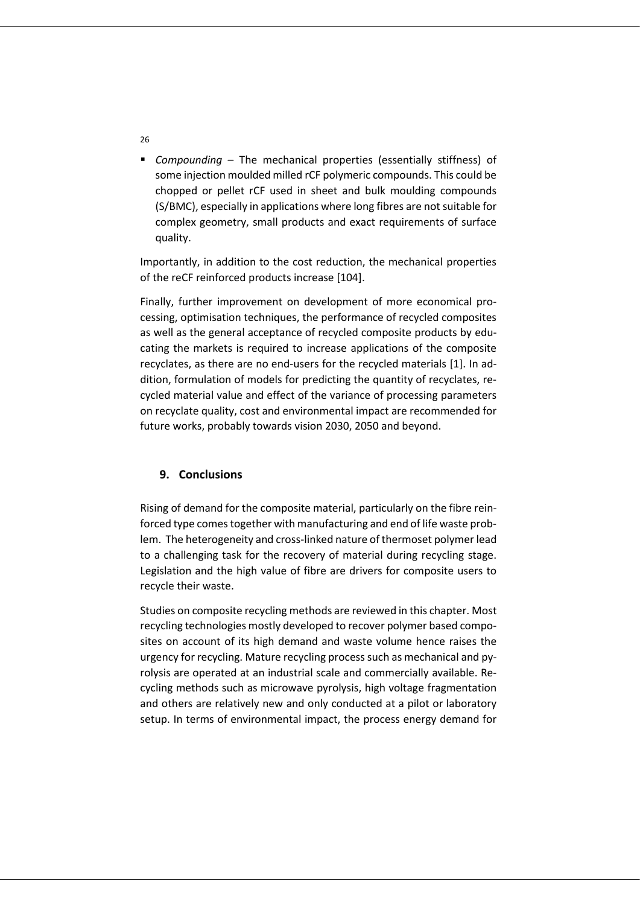- *Compounding* – The mechanical properties (essentially stiffness) of some injection moulded milled rCF polymeric compounds. This could be chopped or pellet rCF used in sheet and bulk moulding compounds (S/BMC), especially in applications where long fibres are not suitable for complex geometry, small products and exact requirements of surface quality.

Importantly, in addition to the cost reduction, the mechanical properties of the reCF reinforced products increase [104].

Finally, further improvement on development of more economical processing, optimisation techniques, the performance of recycled composites as well as the general acceptance of recycled composite products by educating the markets is required to increase applications of the composite recyclates, as there are no end-users for the recycled materials [1]. In addition, formulation of models for predicting the quantity of recyclates, recycled material value and effect of the variance of processing parameters on recyclate quality, cost and environmental impact are recommended for future works, probably towards vision 2030, 2050 and beyond.

## 9. Conclusions

Rising of demand for the composite material, particularly on the fibre reinforced type comes together with manufacturing and end of life waste problem. The heterogeneity and cross-linked nature of thermoset polymer lead to a challenging task for the recovery of material during recycling stage. Legislation and the high value of fibre are drivers for composite users to recycle their waste.

Studies on composite recycling methods are reviewed in this chapter. Most recycling technologies mostly developed to recover polymer based composites on account of its high demand and waste volume hence raises the urgency for recycling. Mature recycling process such as mechanical and pyrolysis are operated at an industrial scale and commercially available. Recycling methods such as microwave pyrolysis, high voltage fragmentation and others are relatively new and only conducted at a pilot or laboratory setup. In terms of environmental impact, the process energy demand for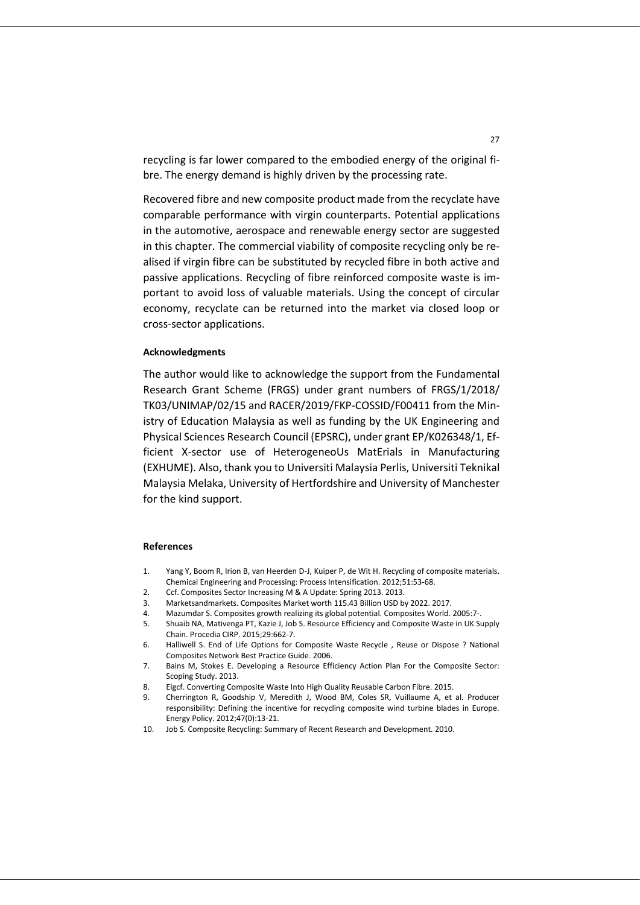recycling is far lower compared to the embodied energy of the original fibre. The energy demand is highly driven by the processing rate.

Recovered fibre and new composite product made from the recyclate have comparable performance with virgin counterparts. Potential applications in the automotive, aerospace and renewable energy sector are suggested in this chapter. The commercial viability of composite recycling only be realised if virgin fibre can be substituted by recycled fibre in both active and passive applications. Recycling of fibre reinforced composite waste is important to avoid loss of valuable materials. Using the concept of circular economy, recyclate can be returned into the market via closed loop or cross-sector applications.

#### Acknowledgments

The author would like to acknowledge the support from the Fundamental Research Grant Scheme (FRGS) under grant numbers of FRGS/1/2018/TK03/UNIMAP/02/15 and RACER/2019/FKP-COSSID/F00411 from the Ministry of Education Malaysia as well as funding by the UK Engineering and Physical Sciences Research Council (EPSRC), under grant EP/K026348/1, Efficient X-sector use of HeterogeneoUs MatErials in Manufacturing (EXHUME). Also, thank you to Universiti Malaysia Perlis, Universiti Teknikal Malaysia Melaka, University of Hertfordshire and University of Manchester for the kind support.

#### References

1. Yang Y, Boom R, Irion B, van Heerden D-J, Kuiper P, de Wit H. Recycling of composite materials. Chemical Engineering and Processing: Process Intensification. 2012;51:53-68.
2. Ccf. Composites Sector Increasing M & A Update: Spring 2013. 2013.
3. Marketsandmarkets. Composites Market worth 115.43 Billion USD by 2022. 2017.
4. Mazumdar S. Composites growth realizing its global potential. Composites World. 2005:7-.
5. Shuaib NA, Mativenga PT, Kazie J, Job S. Resource Efficiency and Composite Waste in UK Supply Chain. Procedia CIRP. 2015;29:662-7.
6. Halliwell S. End of Life Options for Composite Waste Recycle , Reuse or Dispose ? National Composites Network Best Practice Guide. 2006.
7. Bains M, Stokes E. Developing a Resource Efficiency Action Plan For the Composite Sector: Scoping Study. 2013.
8. Elgcf. Converting Composite Waste Into High Quality Reusable Carbon Fibre. 2015.
9. Cherrington R, Goodship V, Meredith J, Wood BM, Coles SR, Vuillaume A, et al. Producer responsibility: Defining the incentive for recycling composite wind turbine blades in Europe. Energy Policy. 2012;47(0):13-21.
10. Job S. Composite Recycling: Summary of Recent Research and Development. 2010.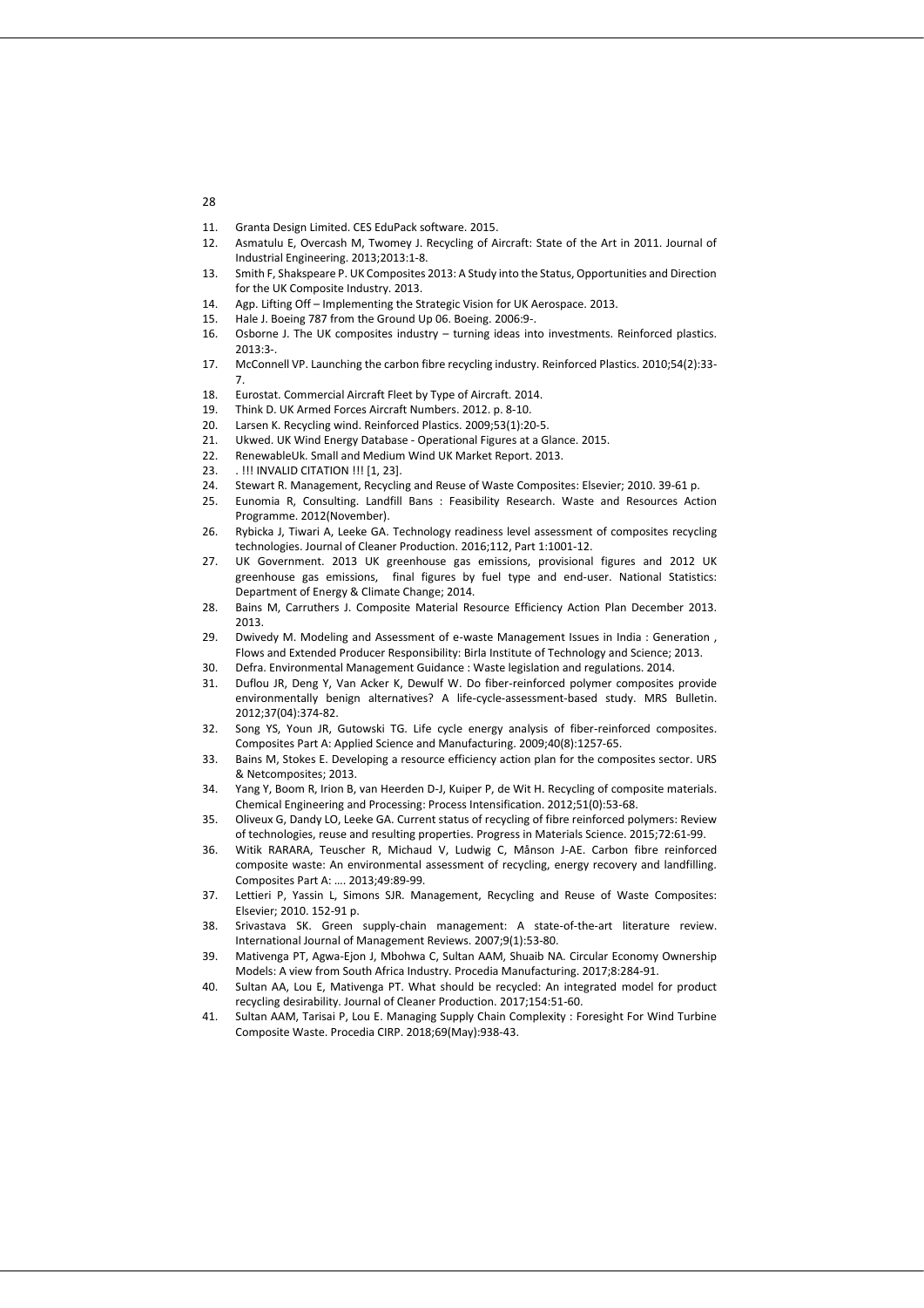11. Granta Design Limited. CES EduPack software. 2015.
12. Asmatulu E, Overcash M, Twomey J. Recycling of Aircraft: State of the Art in 2011. Journal of Industrial Engineering. 2013;2013:1-8.
13. Smith F, Shakspeare P. UK Composites 2013: A Study into the Status, Opportunities and Direction for the UK Composite Industry. 2013.
14. Agp. Lifting Off – Implementing the Strategic Vision for UK Aerospace. 2013.
15. Hale J. Boeing 787 from the Ground Up 06. Boeing. 2006:9-.
16. Osborne J. The UK composites industry – turning ideas into investments. Reinforced plastics. 2013:3-.
17. McConnell VP. Launching the carbon fibre recycling industry. Reinforced Plastics. 2010;54(2):33-7.
18. Eurostat. Commercial Aircraft Fleet by Type of Aircraft. 2014.
19. Think D. UK Armed Forces Aircraft Numbers. 2012. p. 8-10.
20. Larsen K. Recycling wind. Reinforced Plastics. 2009;53(1):20-5.
21. Ukwed. UK Wind Energy Database - Operational Figures at a Glance. 2015.
22. RenewableUk. Small and Medium Wind UK Market Report. 2013.
23. . !!! INVALID CITATION !!! [1, 23].
24. Stewart R. Management, Recycling and Reuse of Waste Composites: Elsevier; 2010. 39-61 p.
25. Eunomia R, Consulting. Landfill Bans : Feasibility Research. Waste and Resources Action Programme. 2012(November).
26. Rybicka J, Tiwari A, Leeke GA. Technology readiness level assessment of composites recycling technologies. Journal of Cleaner Production. 2016;112, Part 1:1001-12.
27. UK Government. 2013 UK greenhouse gas emissions, provisional figures and 2012 UK greenhouse gas emissions, final figures by fuel type and end-user. National Statistics: Department of Energy & Climate Change; 2014.
28. Bains M, Carruthers J. Composite Material Resource Efficiency Action Plan December 2013. 2013.
29. Dwivedy M. Modeling and Assessment of e-waste Management Issues in India : Generation , Flows and Extended Producer Responsibility: Birla Institute of Technology and Science; 2013.
30. Defra. Environmental Management Guidance : Waste legislation and regulations. 2014.
31. Duflou JR, Deng Y, Van Acker K, Dewulf W. Do fiber-reinforced polymer composites provide environmentally benign alternatives? A life-cycle-assessment-based study. MRS Bulletin. 2012;37(04):374-82.
32. Song YS, Youn JR, Gutowski TG. Life cycle energy analysis of fiber-reinforced composites. Composites Part A: Applied Science and Manufacturing. 2009;40(8):1257-65.
33. Bains M, Stokes E. Developing a resource efficiency action plan for the composites sector. URS & Netcomposites; 2013.
34. Yang Y, Boom R, Irion B, van Heerden D-J, Kuiper P, de Wit H. Recycling of composite materials. Chemical Engineering and Processing: Process Intensification. 2012;51(0):53-68.
35. Oliveux G, Dandy LO, Leeke GA. Current status of recycling of fibre reinforced polymers: Review of technologies, reuse and resulting properties. Progress in Materials Science. 2015;72:61-99.
36. Witik RARARA, Teuscher R, Michaud V, Ludwig C, Månson J-AE. Carbon fibre reinforced composite waste: An environmental assessment of recycling, energy recovery and landfilling. Composites Part A: …. 2013;49:89-99.
37. Lettieri P, Yassin L, Simons SJR. Management, Recycling and Reuse of Waste Composites: Elsevier; 2010. 152-91 p.
38. Srivastava SK. Green supply-chain management: A state-of-the-art literature review. International Journal of Management Reviews. 2007;9(1):53-80.
39. Mativenga PT, Agwa-Ejon J, Mbohwa C, Sultan AAM, Shuaib NA. Circular Economy Ownership Models: A view from South Africa Industry. Procedia Manufacturing. 2017;8:284-91.
40. Sultan AA, Lou E, Mativenga PT. What should be recycled: An integrated model for product recycling desirability. Journal of Cleaner Production. 2017;154:51-60.
41. Sultan AAM, Tarisai P, Lou E. Managing Supply Chain Complexity : Foresight For Wind Turbine Composite Waste. Procedia CIRP. 2018;69(May):938-43.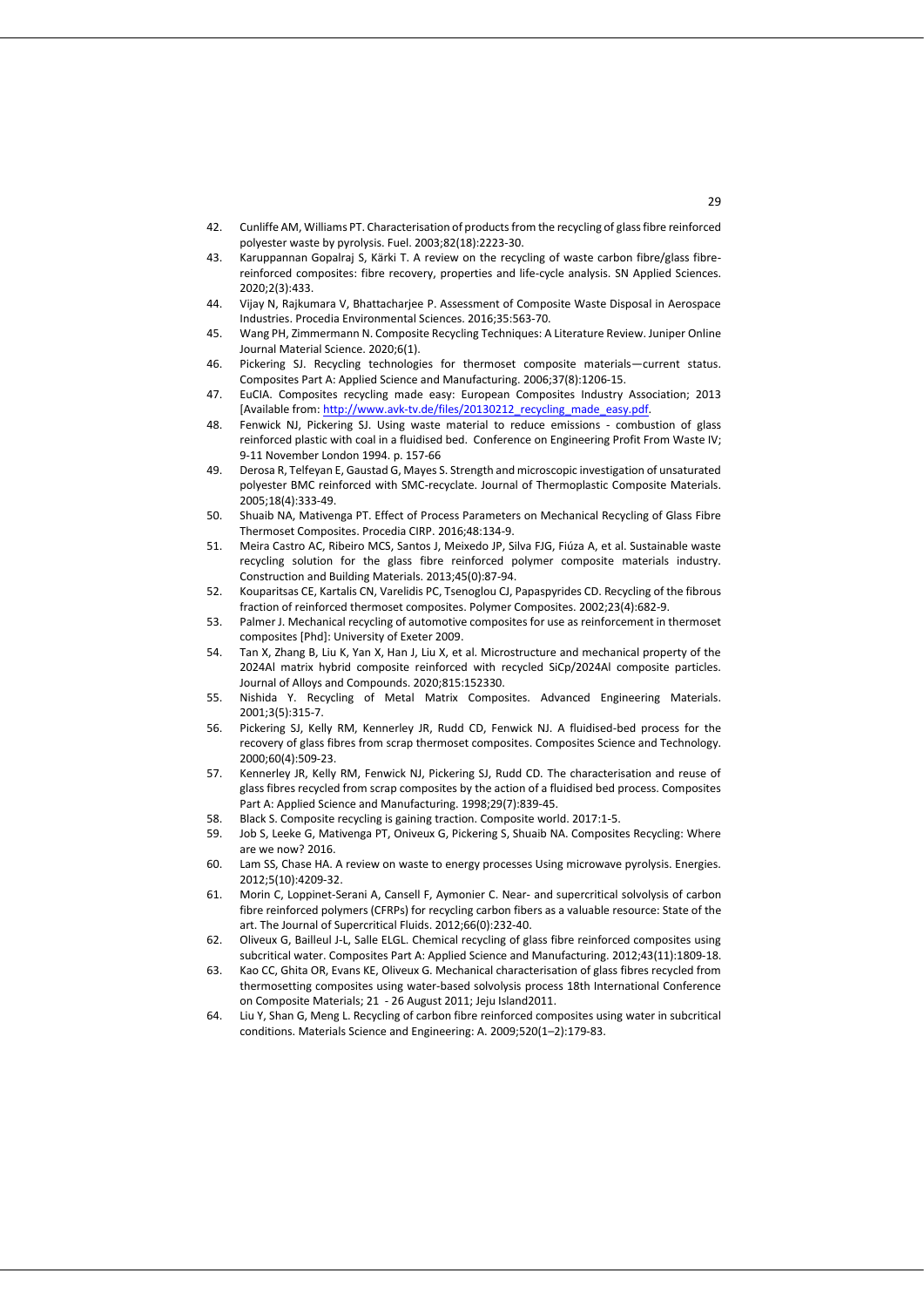42. Cunliffe AM, Williams PT. Characterisation of products from the recycling of glass fibre reinforced polyester waste by pyrolysis. Fuel. 2003;82(18):2223-30.
43. Karuppannan Gopalraj S, Kärki T. A review on the recycling of waste carbon fibre/glass fibre-reinforced composites: fibre recovery, properties and life-cycle analysis. SN Applied Sciences. 2020;2(3):433.
44. Vijay N, Rajkumara V, Bhattacharjee P. Assessment of Composite Waste Disposal in Aerospace Industries. Procedia Environmental Sciences. 2016;35:563-70.
45. Wang PH, Zimmermann N. Composite Recycling Techniques: A Literature Review. Juniper Online Journal Material Science. 2020;6(1).
46. Pickering SJ. Recycling technologies for thermoset composite materials—current status. Composites Part A: Applied Science and Manufacturing. 2006;37(8):1206-15.
47. EuCIA. Composites recycling made easy: European Composites Industry Association; 2013 [Available from: http://www.avk-tv.de/files/20130212_recycling_made_easy.pdf.
48. Fenwick NJ, Pickering SJ. Using waste material to reduce emissions - combustion of glass reinforced plastic with coal in a fluidised bed. Conference on Engineering Profit From Waste IV; 9-11 November London 1994. p. 157-66
49. Derosa R, Telfeyan E, Gaustad G, Mayes S. Strength and microscopic investigation of unsaturated polyester BMC reinforced with SMC-recyclate. Journal of Thermoplastic Composite Materials. 2005;18(4):333-49.
50. Shuaib NA, Mativenga PT. Effect of Process Parameters on Mechanical Recycling of Glass Fibre Thermoset Composites. Procedia CIRP. 2016;48:134-9.
51. Meira Castro AC, Ribeiro MCS, Santos J, Meixedo JP, Silva FJG, Fiúza A, et al. Sustainable waste recycling solution for the glass fibre reinforced polymer composite materials industry. Construction and Building Materials. 2013;45(0):87-94.
52. Kouparitsas CE, Kartalis CN, Varelidis PC, Tsenoglou CJ, Papaspyrides CD. Recycling of the fibrous fraction of reinforced thermoset composites. Polymer Composites. 2002;23(4):682-9.
53. Palmer J. Mechanical recycling of automotive composites for use as reinforcement in thermoset composites [Phd]: University of Exeter 2009.
54. Tan X, Zhang B, Liu K, Yan X, Han J, Liu X, et al. Microstructure and mechanical property of the 2024Al matrix hybrid composite reinforced with recycled SiCp/2024Al composite particles. Journal of Alloys and Compounds. 2020;815:152330.
55. Nishida Y. Recycling of Metal Matrix Composites. Advanced Engineering Materials. 2001;3(5):315-7.
56. Pickering SJ, Kelly RM, Kennerley JR, Rudd CD, Fenwick NJ. A fluidised-bed process for the recovery of glass fibres from scrap thermoset composites. Composites Science and Technology. 2000;60(4):509-23.
57. Kennerley JR, Kelly RM, Fenwick NJ, Pickering SJ, Rudd CD. The characterisation and reuse of glass fibres recycled from scrap composites by the action of a fluidised bed process. Composites Part A: Applied Science and Manufacturing. 1998;29(7):839-45.
58. Black S. Composite recycling is gaining traction. Composite world. 2017:1-5.
59. Job S, Leeke G, Mativenga PT, Oniveux G, Pickering S, Shuaib NA. Composites Recycling: Where are we now? 2016.
60. Lam SS, Chase HA. A review on waste to energy processes Using microwave pyrolysis. Energies. 2012;5(10):4209-32.
61. Morin C, Loppinet-Serani A, Cansell F, Aymonier C. Near- and supercritical solvolysis of carbon fibre reinforced polymers (CFRPs) for recycling carbon fibers as a valuable resource: State of the art. The Journal of Supercritical Fluids. 2012;66(0):232-40.
62. Oliveux G, Bailleul J-L, Salle ELGL. Chemical recycling of glass fibre reinforced composites using subcritical water. Composites Part A: Applied Science and Manufacturing. 2012;43(11):1809-18.
63. Kao CC, Ghita OR, Evans KE, Oliveux G. Mechanical characterisation of glass fibres recycled from thermosetting composites using water-based solvolysis process 18th International Conference on Composite Materials; 21 - 26 August 2011; Jeju Island2011.
64. Liu Y, Shan G, Meng L. Recycling of carbon fibre reinforced composites using water in subcritical conditions. Materials Science and Engineering: A. 2009;520(1–2):179-83.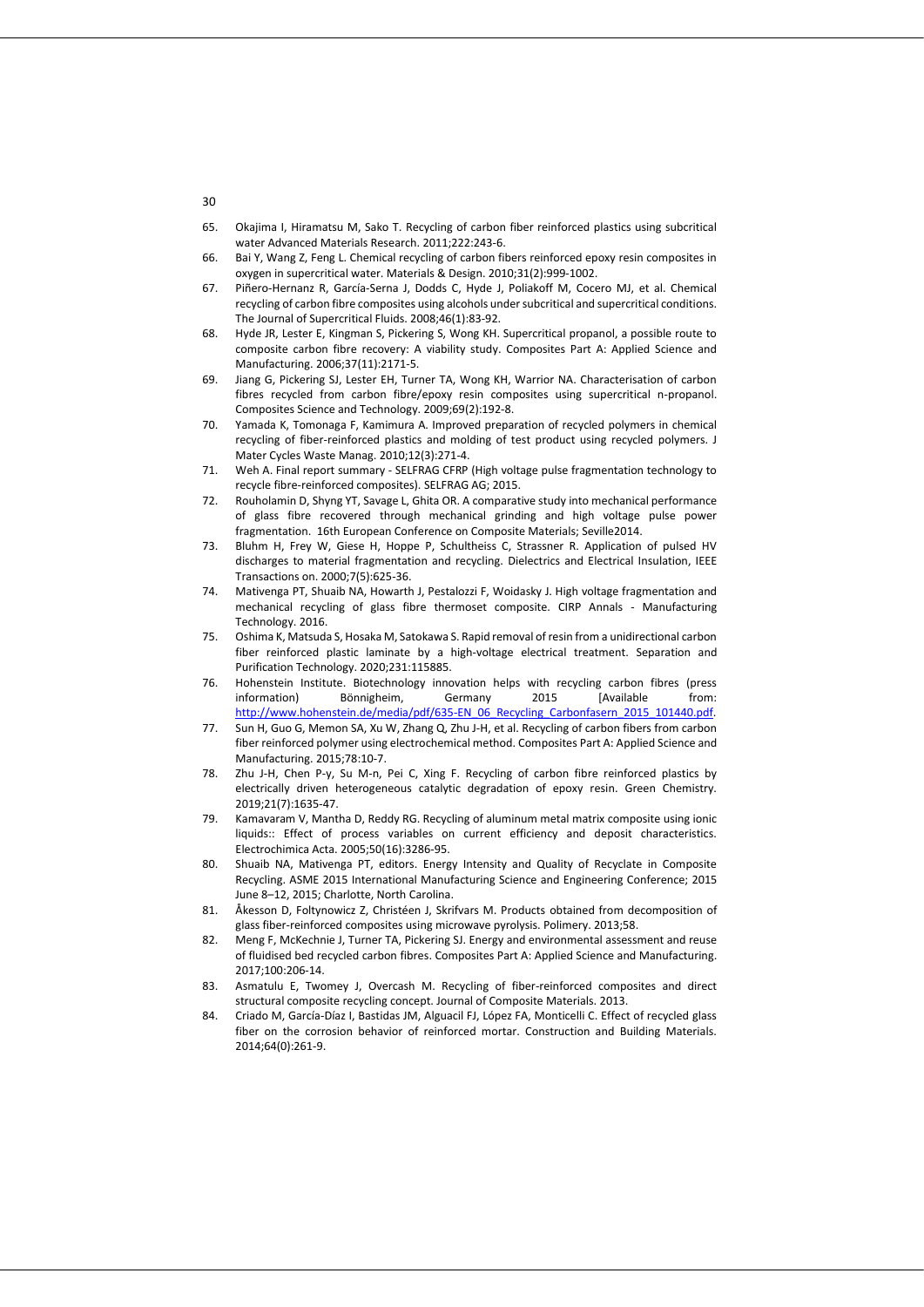65. Okajima I, Hiramatsu M, Sako T. Recycling of carbon fiber reinforced plastics using subcritical water Advanced Materials Research. 2011;222:243-6.
66. Bai Y, Wang Z, Feng L. Chemical recycling of carbon fibers reinforced epoxy resin composites in oxygen in supercritical water. Materials & Design. 2010;31(2):999-1002.
67. Piñero-Hernanz R, García-Serna J, Dodds C, Hyde J, Poliakoff M, Cocero MJ, et al. Chemical recycling of carbon fibre composites using alcohols under subcritical and supercritical conditions. The Journal of Supercritical Fluids. 2008;46(1):83-92.
68. Hyde JR, Lester E, Kingman S, Pickering S, Wong KH. Supercritical propanol, a possible route to composite carbon fibre recovery: A viability study. Composites Part A: Applied Science and Manufacturing. 2006;37(11):2171-5.
69. Jiang G, Pickering SJ, Lester EH, Turner TA, Wong KH, Warrior NA. Characterisation of carbon fibres recycled from carbon fibre/epoxy resin composites using supercritical n-propanol. Composites Science and Technology. 2009;69(2):192-8.
70. Yamada K, Tomonaga F, Kamimura A. Improved preparation of recycled polymers in chemical recycling of fiber-reinforced plastics and molding of test product using recycled polymers. J Mater Cycles Waste Manag. 2010;12(3):271-4.
71. Weh A. Final report summary - SELFRAG CFRP (High voltage pulse fragmentation technology to recycle fibre-reinforced composites). SELFRAG AG; 2015.
72. Rouholamin D, Shyng YT, Savage L, Ghita OR. A comparative study into mechanical performance of glass fibre recovered through mechanical grinding and high voltage pulse power fragmentation. 16th European Conference on Composite Materials; Seville2014.
73. Bluhm H, Frey W, Giese H, Hoppe P, Schultheiss C, Strassner R. Application of pulsed HV discharges to material fragmentation and recycling. Dielectrics and Electrical Insulation, IEEE Transactions on. 2000;7(5):625-36.
74. Mativenga PT, Shuaib NA, Howarth J, Pestalozzi F, Woidasky J. High voltage fragmentation and mechanical recycling of glass fibre thermoset composite. CIRP Annals - Manufacturing Technology. 2016.
75. Oshima K, Matsuda S, Hosaka M, Satokawa S. Rapid removal of resin from a unidirectional carbon fiber reinforced plastic laminate by a high-voltage electrical treatment. Separation and Purification Technology. 2020;231:115885.
76. Hohenstein Institute. Biotechnology innovation helps with recycling carbon fibres (press information) Bönnigheim, Germany 2015 [Available from: http://www.hohenstein.de/media/pdf/635-EN_06_Recycling_Carbonfasern_2015_101440.pdf.
77. Sun H, Guo G, Memon SA, Xu W, Zhang Q, Zhu J-H, et al. Recycling of carbon fibers from carbon fiber reinforced polymer using electrochemical method. Composites Part A: Applied Science and Manufacturing. 2015;78:10-7.
78. Zhu J-H, Chen P-y, Su M-n, Pei C, Xing F. Recycling of carbon fibre reinforced plastics by electrically driven heterogeneous catalytic degradation of epoxy resin. Green Chemistry. 2019;21(7):1635-47.
79. Kamavaram V, Mantha D, Reddy RG. Recycling of aluminum metal matrix composite using ionic liquids:: Effect of process variables on current efficiency and deposit characteristics. Electrochimica Acta. 2005;50(16):3286-95.
80. Shuaib NA, Mativenga PT, editors. Energy Intensity and Quality of Recyclate in Composite Recycling. ASME 2015 International Manufacturing Science and Engineering Conference; 2015 June 8–12, 2015; Charlotte, North Carolina.
81. Åkesson D, Foltynowicz Z, Christéen J, Skrifvars M. Products obtained from decomposition of glass fiber-reinforced composites using microwave pyrolysis. Polimery. 2013;58.
82. Meng F, McKechnie J, Turner TA, Pickering SJ. Energy and environmental assessment and reuse of fluidised bed recycled carbon fibres. Composites Part A: Applied Science and Manufacturing. 2017;100:206-14.
83. Asmatulu E, Twomey J, Overcash M. Recycling of fiber-reinforced composites and direct structural composite recycling concept. Journal of Composite Materials. 2013.
84. Criado M, García-Díaz I, Bastidas JM, Alguacil FJ, López FA, Monticelli C. Effect of recycled glass fiber on the corrosion behavior of reinforced mortar. Construction and Building Materials. 2014;64(0):261-9.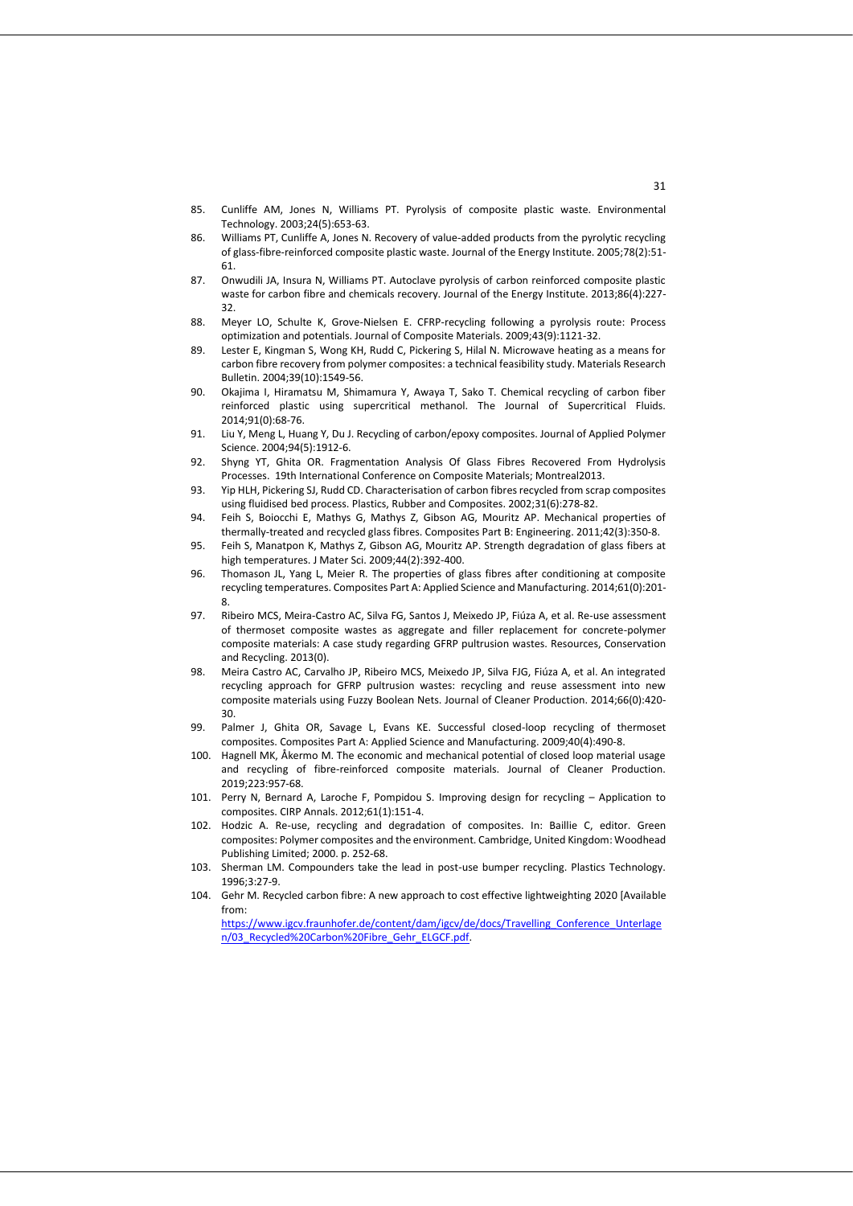85. Cunliffe AM, Jones N, Williams PT. Pyrolysis of composite plastic waste. Environmental Technology. 2003;24(5):653-63.
86. Williams PT, Cunliffe A, Jones N. Recovery of value-added products from the pyrolytic recycling of glass-fibre-reinforced composite plastic waste. Journal of the Energy Institute. 2005;78(2):51-61.
87. Onwudili JA, Insura N, Williams PT. Autoclave pyrolysis of carbon reinforced composite plastic waste for carbon fibre and chemicals recovery. Journal of the Energy Institute. 2013;86(4):227-32.
88. Meyer LO, Schulte K, Grove-Nielsen E. CFRP-recycling following a pyrolysis route: Process optimization and potentials. Journal of Composite Materials. 2009;43(9):1121-32.
89. Lester E, Kingman S, Wong KH, Rudd C, Pickering S, Hilal N. Microwave heating as a means for carbon fibre recovery from polymer composites: a technical feasibility study. Materials Research Bulletin. 2004;39(10):1549-56.
90. Okajima I, Hiramatsu M, Shimamura Y, Awaya T, Sako T. Chemical recycling of carbon fiber reinforced plastic using supercritical methanol. The Journal of Supercritical Fluids. 2014;91(0):68-76.
91. Liu Y, Meng L, Huang Y, Du J. Recycling of carbon/epoxy composites. Journal of Applied Polymer Science. 2004;94(5):1912-6.
92. Shyng YT, Ghita OR. Fragmentation Analysis Of Glass Fibres Recovered From Hydrolysis Processes. 19th International Conference on Composite Materials; Montreal2013.
93. Yip HLH, Pickering SJ, Rudd CD. Characterisation of carbon fibres recycled from scrap composites using fluidised bed process. Plastics, Rubber and Composites. 2002;31(6):278-82.
94. Feih S, Boiocchi E, Mathys G, Mathys Z, Gibson AG, Mouritz AP. Mechanical properties of thermally-treated and recycled glass fibres. Composites Part B: Engineering. 2011;42(3):350-8.
95. Feih S, Manatpon K, Mathys Z, Gibson AG, Mouritz AP. Strength degradation of glass fibers at high temperatures. J Mater Sci. 2009;44(2):392-400.
96. Thomason JL, Yang L, Meier R. The properties of glass fibres after conditioning at composite recycling temperatures. Composites Part A: Applied Science and Manufacturing. 2014;61(0):201-8.
97. Ribeiro MCS, Meira-Castro AC, Silva FG, Santos J, Meixedo JP, Fiúza A, et al. Re-use assessment of thermoset composite wastes as aggregate and filler replacement for concrete-polymer composite materials: A case study regarding GFRP pultrusion wastes. Resources, Conservation and Recycling. 2013(0).
98. Meira Castro AC, Carvalho JP, Ribeiro MCS, Meixedo JP, Silva FJG, Fiúza A, et al. An integrated recycling approach for GFRP pultrusion wastes: recycling and reuse assessment into new composite materials using Fuzzy Boolean Nets. Journal of Cleaner Production. 2014;66(0):420-30.
99. Palmer J, Ghita OR, Savage L, Evans KE. Successful closed-loop recycling of thermoset composites. Composites Part A: Applied Science and Manufacturing. 2009;40(4):490-8.
100. Hagnell MK, Åkermo M. The economic and mechanical potential of closed loop material usage and recycling of fibre-reinforced composite materials. Journal of Cleaner Production. 2019;223:957-68.
101. Perry N, Bernard A, Laroche F, Pompidou S. Improving design for recycling – Application to composites. CIRP Annals. 2012;61(1):151-4.
102. Hodzic A. Re-use, recycling and degradation of composites. In: Baillie C, editor. Green composites: Polymer composites and the environment. Cambridge, United Kingdom: Woodhead Publishing Limited; 2000. p. 252-68.
103. Sherman LM. Compounders take the lead in post-use bumper recycling. Plastics Technology. 1996;3:27-9.
104. Gehr M. Recycled carbon fibre: A new approach to cost effective lightweighting 2020 [Available from: https://www.igcv.fraunhofer.de/content/dam/igcv/de/docs/Travelling_Conference_Unterlagen/03_Recycled%20Carbon%20Fibre_Gehr_ELGCF.pdf.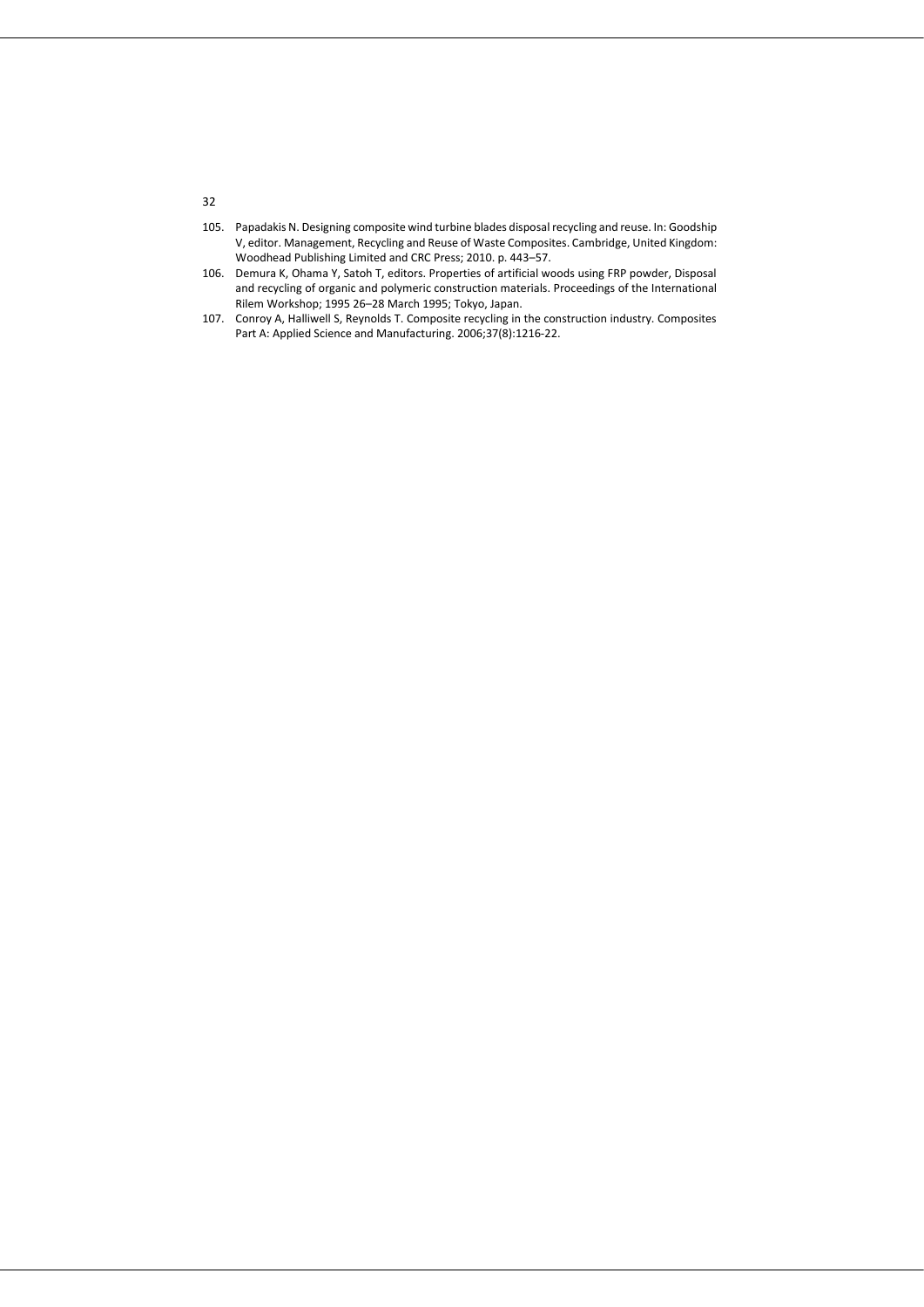105. Papadakis N. Designing composite wind turbine blades disposal recycling and reuse. In: Goodship V, editor. Management, Recycling and Reuse of Waste Composites. Cambridge, United Kingdom: Woodhead Publishing Limited and CRC Press; 2010. p. 443–57.
106. Demura K, Ohama Y, Satoh T, editors. Properties of artificial woods using FRP powder, Disposal and recycling of organic and polymeric construction materials. Proceedings of the International Rilem Workshop; 1995 26–28 March 1995; Tokyo, Japan.
107. Conroy A, Halliwell S, Reynolds T. Composite recycling in the construction industry. Composites Part A: Applied Science and Manufacturing. 2006;37(8):1216-22.